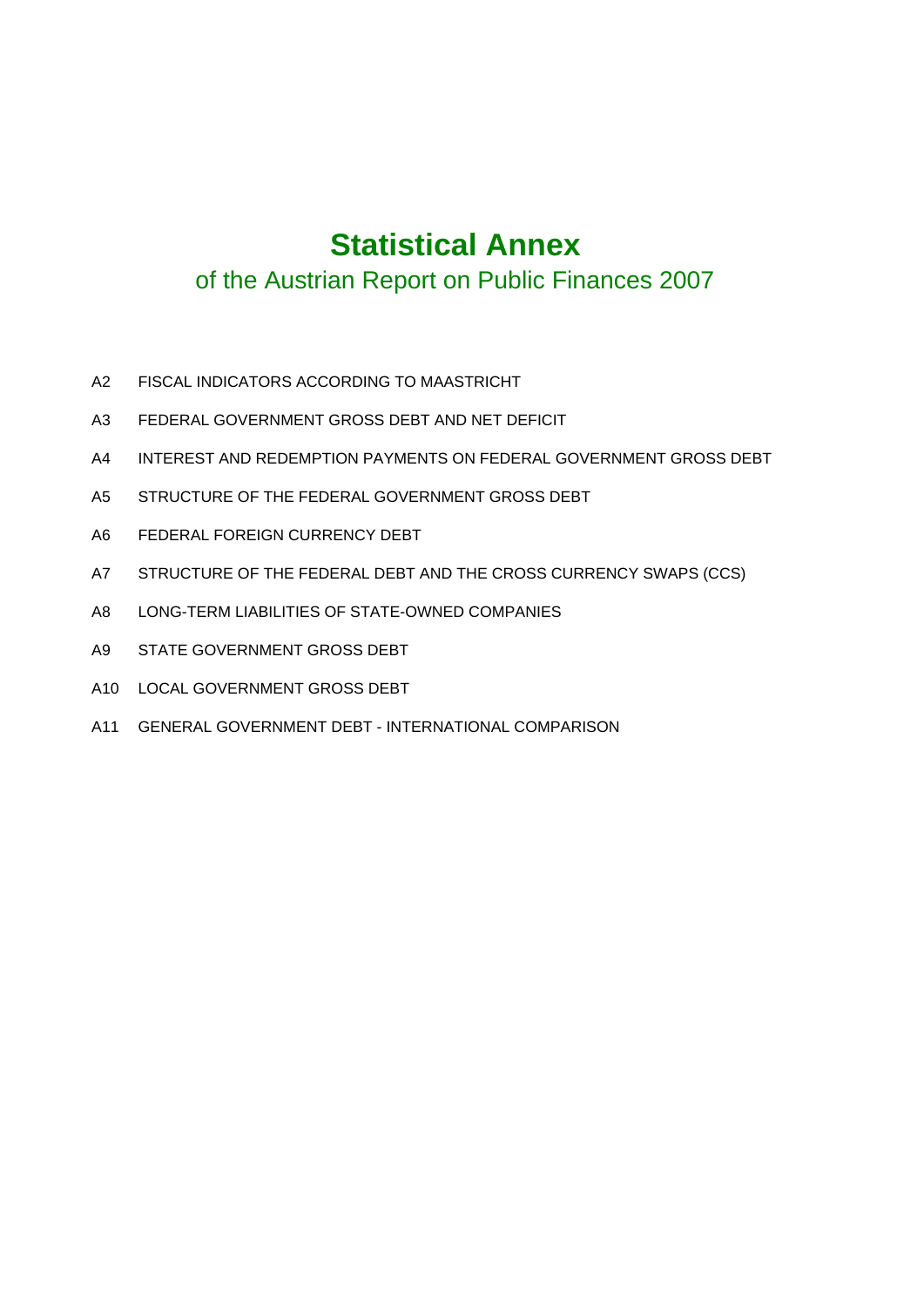# Statistical Annex

## of the Austrian Report on Public Finances 2007

- A2 FISCAL INDICATORS ACCORDING TO MAASTRICHT
- A3 FEDERAL GOVERNMENT GROSS DEBT AND NET DEFICIT
- A4 INTEREST AND REDEMPTION PAYMENTS ON FEDERAL GOVERNMENT GROSS DEBT
- A5 STRUCTURE OF THE FEDERAL GOVERNMENT GROSS DEBT
- A6 FEDERAL FOREIGN CURRENCY DEBT
- A7 STRUCTURE OF THE FEDERAL DEBT AND THE CROSS CURRENCY SWAPS (CCS)
- A8 LONG-TERM LIABILITIES OF STATE-OWNED COMPANIES
- A9 STATE GOVERNMENT GROSS DEBT
- A10 LOCAL GOVERNMENT GROSS DEBT
- A11 GENERAL GOVERNMENT DEBT - INTERNATIONAL COMPARISON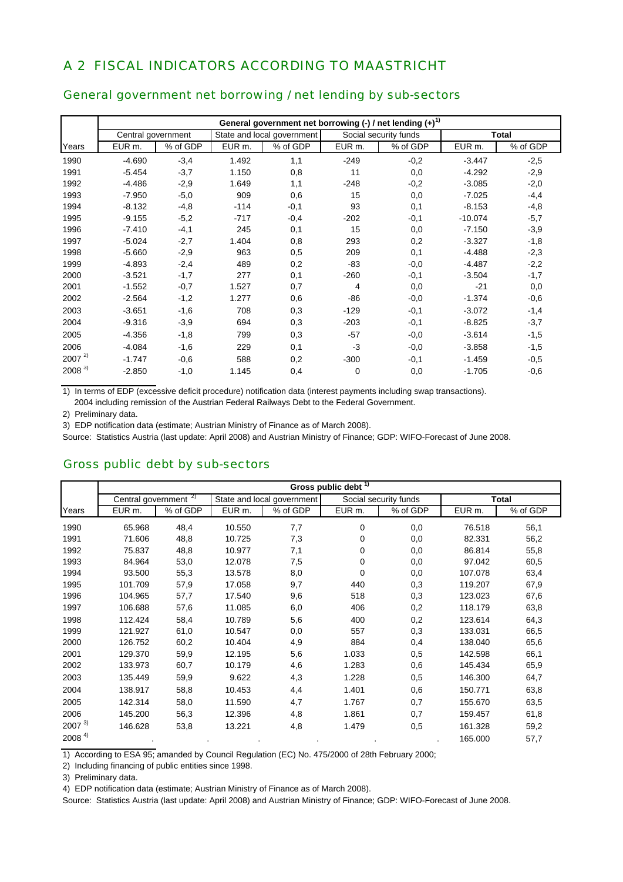## A 2 FISCAL INDICATORS ACCORDING TO MAASTRICHT

### General government net borrowing / net lending by sub-sectors

| | General government net borrowing (-) / net lending (+)[1] | | | | | | | |
|---|---|---|---|---|---|---|---|---|
| | Central government | | State and local government | | Social security funds | | **Total** | |
| Years | EUR m. | % of GDP | EUR m. | % of GDP | EUR m. | % of GDP | EUR m. | % of GDP |
| 1990 | -4.690 | -3,4 | 1.492 | 1,1 | -249 | -0,2 | -3.447 | -2,5 |
| 1991 | -5.454 | -3,7 | 1.150 | 0,8 | 11 | 0,0 | -4.292 | -2,9 |
| 1992 | -4.486 | -2,9 | 1.649 | 1,1 | -248 | -0,2 | -3.085 | -2,0 |
| 1993 | -7.950 | -5,0 | 909 | 0,6 | 15 | 0,0 | -7.025 | -4,4 |
| 1994 | -8.132 | -4,8 | -114 | -0,1 | 93 | 0,1 | -8.153 | -4,8 |
| 1995 | -9.155 | -5,2 | -717 | -0,4 | -202 | -0,1 | -10.074 | -5,7 |
| 1996 | -7.410 | -4,1 | 245 | 0,1 | 15 | 0,0 | -7.150 | -3,9 |
| 1997 | -5.024 | -2,7 | 1.404 | 0,8 | 293 | 0,2 | -3.327 | -1,8 |
| 1998 | -5.660 | -2,9 | 963 | 0,5 | 209 | 0,1 | -4.488 | -2,3 |
| 1999 | -4.893 | -2,4 | 489 | 0,2 | -83 | -0,0 | -4.487 | -2,2 |
| 2000 | -3.521 | -1,7 | 277 | 0,1 | -260 | -0,1 | -3.504 | -1,7 |
| 2001 | -1.552 | -0,7 | 1.527 | 0,7 | 4 | 0,0 | -21 | 0,0 |
| 2002 | -2.564 | -1,2 | 1.277 | 0,6 | -86 | -0,0 | -1.374 | -0,6 |
| 2003 | -3.651 | -1,6 | 708 | 0,3 | -129 | -0,1 | -3.072 | -1,4 |
| 2004 | -9.316 | -3,9 | 694 | 0,3 | -203 | -0,1 | -8.825 | -3,7 |
| 2005 | -4.356 | -1,8 | 799 | 0,3 | -57 | -0,0 | -3.614 | -1,5 |
| 2006 | -4.084 | -1,6 | 229 | 0,1 | -3 | -0,0 | -3.858 | -1,5 |
| 2007 [2] | -1.747 | -0,6 | 588 | 0,2 | -300 | -0,1 | -1.459 | -0,5 |
| 2008 [3] | -2.850 | -1,0 | 1.145 | 0,4 | 0 | 0,0 | -1.705 | -0,6 |

1) In terms of EDP (excessive deficit procedure) notification data (interest payments including swap transactions). 2004 including remission of the Austrian Federal Railways Debt to the Federal Government.

2) Preliminary data.

3) EDP notification data (estimate; Austrian Ministry of Finance as of March 2008).

Source: Statistics Austria (last update: April 2008) and Austrian Ministry of Finance; GDP: WIFO-Forecast of June 2008.

### Gross public debt by sub-sectors

| | Gross public debt [1] | | | | | | | |
|---|---|---|---|---|---|---|---|---|
| | Central government [2] | | State and local government | | Social security funds | | **Total** | |
| Years | EUR m. | % of GDP | EUR m. | % of GDP | EUR m. | % of GDP | EUR m. | % of GDP |
| 1990 | 65.968 | 48,4 | 10.550 | 7,7 | 0 | 0,0 | 76.518 | 56,1 |
| 1991 | 71.606 | 48,8 | 10.725 | 7,3 | 0 | 0,0 | 82.331 | 56,2 |
| 1992 | 75.837 | 48,8 | 10.977 | 7,1 | 0 | 0,0 | 86.814 | 55,8 |
| 1993 | 84.964 | 53,0 | 12.078 | 7,5 | 0 | 0,0 | 97.042 | 60,5 |
| 1994 | 93.500 | 55,3 | 13.578 | 8,0 | 0 | 0,0 | 107.078 | 63,4 |
| 1995 | 101.709 | 57,9 | 17.058 | 9,7 | 440 | 0,3 | 119.207 | 67,9 |
| 1996 | 104.965 | 57,7 | 17.540 | 9,6 | 518 | 0,3 | 123.023 | 67,6 |
| 1997 | 106.688 | 57,6 | 11.085 | 6,0 | 406 | 0,2 | 118.179 | 63,8 |
| 1998 | 112.424 | 58,4 | 10.789 | 5,6 | 400 | 0,2 | 123.614 | 64,3 |
| 1999 | 121.927 | 61,0 | 10.547 | 0,0 | 557 | 0,3 | 133.031 | 66,5 |
| 2000 | 126.752 | 60,2 | 10.404 | 4,9 | 884 | 0,4 | 138.040 | 65,6 |
| 2001 | 129.370 | 59,9 | 12.195 | 5,6 | 1.033 | 0,5 | 142.598 | 66,1 |
| 2002 | 133.973 | 60,7 | 10.179 | 4,6 | 1.283 | 0,6 | 145.434 | 65,9 |
| 2003 | 135.449 | 59,9 | 9.622 | 4,3 | 1.228 | 0,5 | 146.300 | 64,7 |
| 2004 | 138.917 | 58,8 | 10.453 | 4,4 | 1.401 | 0,6 | 150.771 | 63,8 |
| 2005 | 142.314 | 58,0 | 11.590 | 4,7 | 1.767 | 0,7 | 155.670 | 63,5 |
| 2006 | 145.200 | 56,3 | 12.396 | 4,8 | 1.861 | 0,7 | 159.457 | 61,8 |
| 2007 [3] | 146.628 | 53,8 | 13.221 | 4,8 | 1.479 | 0,5 | 161.328 | 59,2 |
| 2008 [4] | . | . | . | . | . | . | 165.000 | 57,7 |

1) According to ESA 95; amanded by Council Regulation (EC) No. 475/2000 of 28th February 2000;

2) Including financing of public entities since 1998.

3) Preliminary data.

4) EDP notification data (estimate; Austrian Ministry of Finance as of March 2008).

Source: Statistics Austria (last update: April 2008) and Austrian Ministry of Finance; GDP: WIFO-Forecast of June 2008.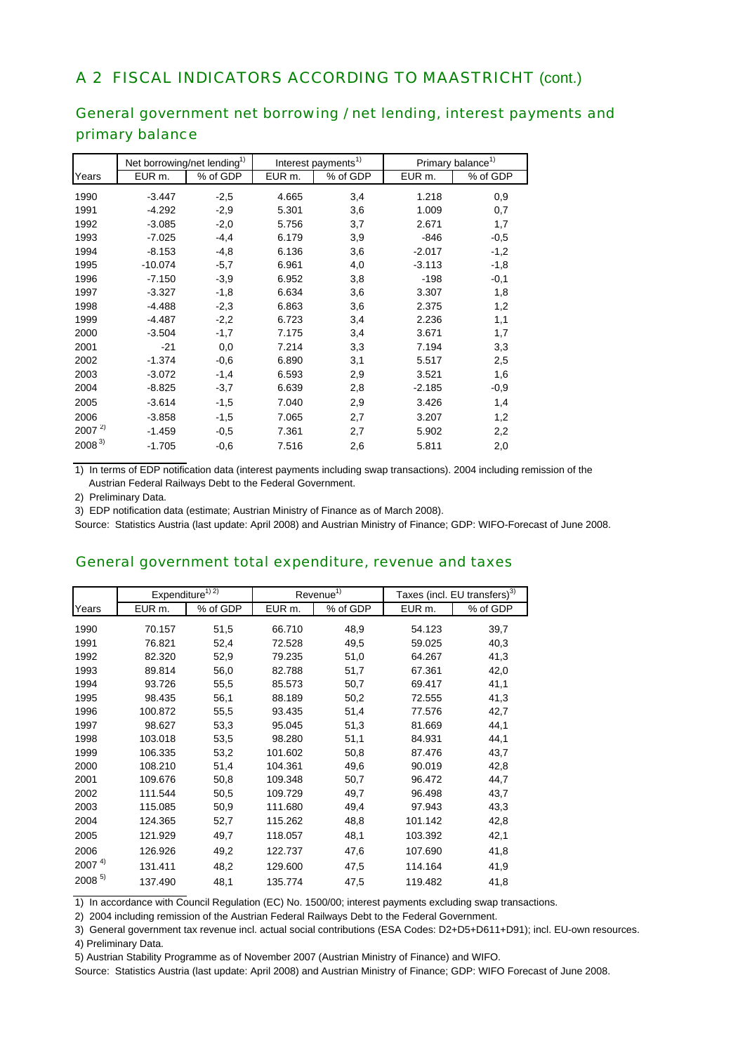## A 2 FISCAL INDICATORS ACCORDING TO MAASTRICHT (cont.)

### General government net borrowing / net lending, interest payments and primary balance

| | Net borrowing/net lending[1] | | Interest payments[1] | | Primary balance[1] | |
|---|---|---|---|---|---|---|
| Years | EUR m. | % of GDP | EUR m. | % of GDP | EUR m. | % of GDP |
| 1990 | -3.447 | -2,5 | 4.665 | 3,4 | 1.218 | 0,9 |
| 1991 | -4.292 | -2,9 | 5.301 | 3,6 | 1.009 | 0,7 |
| 1992 | -3.085 | -2,0 | 5.756 | 3,7 | 2.671 | 1,7 |
| 1993 | -7.025 | -4,4 | 6.179 | 3,9 | -846 | -0,5 |
| 1994 | -8.153 | -4,8 | 6.136 | 3,6 | -2.017 | -1,2 |
| 1995 | -10.074 | -5,7 | 6.961 | 4,0 | -3.113 | -1,8 |
| 1996 | -7.150 | -3,9 | 6.952 | 3,8 | -198 | -0,1 |
| 1997 | -3.327 | -1,8 | 6.634 | 3,6 | 3.307 | 1,8 |
| 1998 | -4.488 | -2,3 | 6.863 | 3,6 | 2.375 | 1,2 |
| 1999 | -4.487 | -2,2 | 6.723 | 3,4 | 2.236 | 1,1 |
| 2000 | -3.504 | -1,7 | 7.175 | 3,4 | 3.671 | 1,7 |
| 2001 | -21 | 0,0 | 7.214 | 3,3 | 7.194 | 3,3 |
| 2002 | -1.374 | -0,6 | 6.890 | 3,1 | 5.517 | 2,5 |
| 2003 | -3.072 | -1,4 | 6.593 | 2,9 | 3.521 | 1,6 |
| 2004 | -8.825 | -3,7 | 6.639 | 2,8 | -2.185 | -0,9 |
| 2005 | -3.614 | -1,5 | 7.040 | 2,9 | 3.426 | 1,4 |
| 2006 | -3.858 | -1,5 | 7.065 | 2,7 | 3.207 | 1,2 |
| 2007 [2] | -1.459 | -0,5 | 7.361 | 2,7 | 5.902 | 2,2 |
| 2008 [3] | -1.705 | -0,6 | 7.516 | 2,6 | 5.811 | 2,0 |

1) In terms of EDP notification data (interest payments including swap transactions). 2004 including remission of the Austrian Federal Railways Debt to the Federal Government.

2) Preliminary Data.

3) EDP notification data (estimate; Austrian Ministry of Finance as of March 2008).

Source: Statistics Austria (last update: April 2008) and Austrian Ministry of Finance; GDP: WIFO-Forecast of June 2008.

### General government total expenditure, revenue and taxes

| | Expenditure[1) 2)] | | Revenue[1] | | Taxes (incl. EU transfers)[3] | |
|---|---|---|---|---|---|---|
| Years | EUR m. | % of GDP | EUR m. | % of GDP | EUR m. | % of GDP |
| 1990 | 70.157 | 51,5 | 66.710 | 48,9 | 54.123 | 39,7 |
| 1991 | 76.821 | 52,4 | 72.528 | 49,5 | 59.025 | 40,3 |
| 1992 | 82.320 | 52,9 | 79.235 | 51,0 | 64.267 | 41,3 |
| 1993 | 89.814 | 56,0 | 82.788 | 51,7 | 67.361 | 42,0 |
| 1994 | 93.726 | 55,5 | 85.573 | 50,7 | 69.417 | 41,1 |
| 1995 | 98.435 | 56,1 | 88.189 | 50,2 | 72.555 | 41,3 |
| 1996 | 100.872 | 55,5 | 93.435 | 51,4 | 77.576 | 42,7 |
| 1997 | 98.627 | 53,3 | 95.045 | 51,3 | 81.669 | 44,1 |
| 1998 | 103.018 | 53,5 | 98.280 | 51,1 | 84.931 | 44,1 |
| 1999 | 106.335 | 53,2 | 101.602 | 50,8 | 87.476 | 43,7 |
| 2000 | 108.210 | 51,4 | 104.361 | 49,6 | 90.019 | 42,8 |
| 2001 | 109.676 | 50,8 | 109.348 | 50,7 | 96.472 | 44,7 |
| 2002 | 111.544 | 50,5 | 109.729 | 49,7 | 96.498 | 43,7 |
| 2003 | 115.085 | 50,9 | 111.680 | 49,4 | 97.943 | 43,3 |
| 2004 | 124.365 | 52,7 | 115.262 | 48,8 | 101.142 | 42,8 |
| 2005 | 121.929 | 49,7 | 118.057 | 48,1 | 103.392 | 42,1 |
| 2006 | 126.926 | 49,2 | 122.737 | 47,6 | 107.690 | 41,8 |
| 2007 [4] | 131.411 | 48,2 | 129.600 | 47,5 | 114.164 | 41,9 |
| 2008 [5] | 137.490 | 48,1 | 135.774 | 47,5 | 119.482 | 41,8 |

1) In accordance with Council Regulation (EC) No. 1500/00; interest payments excluding swap transactions.

2) 2004 including remission of the Austrian Federal Railways Debt to the Federal Government.

3) General government tax revenue incl. actual social contributions (ESA Codes: D2+D5+D611+D91); incl. EU-own resources.

4) Preliminary Data.

5) Austrian Stability Programme as of November 2007 (Austrian Ministry of Finance) and WIFO.

Source: Statistics Austria (last update: April 2008) and Austrian Ministry of Finance; GDP: WIFO Forecast of June 2008.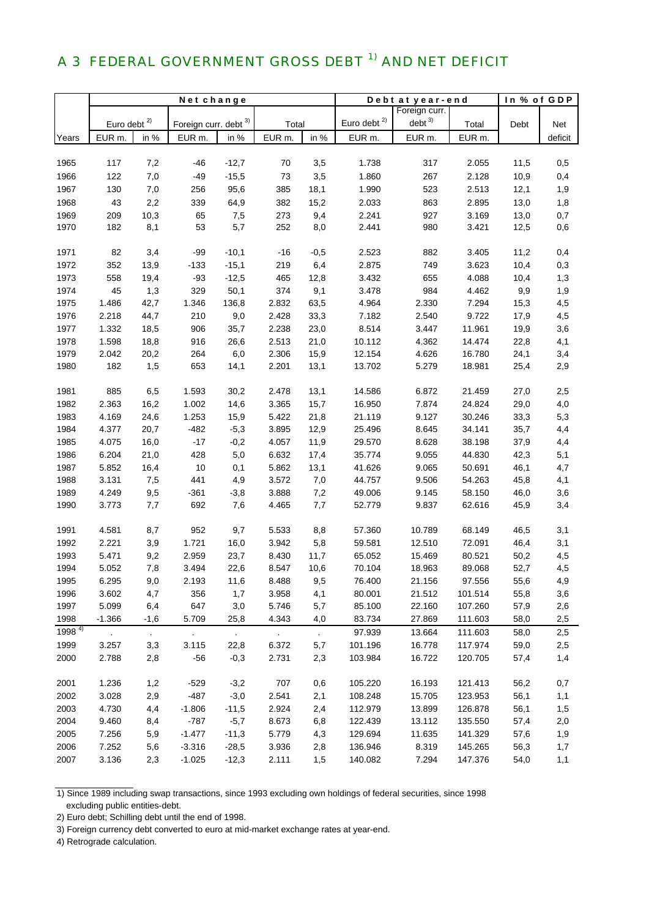# A 3 FEDERAL GOVERNMENT GROSS DEBT [1] AND NET DEFICIT

| | Net change | | | | | | Debt at year-end | | | In % of GDP | |
|---|---|---|---|---|---|---|---|---|---|---|---|
| | Euro debt [2] | | Foreign curr. debt [3] | | Total | | Euro debt [2] | Foreign curr. debt [3] | Total | Debt | Net |
| Years | EUR m. | in % | EUR m. | in % | EUR m. | in % | EUR m. | EUR m. | EUR m. | | deficit |
| 1965 | 117 | 7,2 | -46 | -12,7 | 70 | 3,5 | 1.738 | 317 | 2.055 | 11,5 | 0,5 |
| 1966 | 122 | 7,0 | -49 | -15,5 | 73 | 3,5 | 1.860 | 267 | 2.128 | 10,9 | 0,4 |
| 1967 | 130 | 7,0 | 256 | 95,6 | 385 | 18,1 | 1.990 | 523 | 2.513 | 12,1 | 1,9 |
| 1968 | 43 | 2,2 | 339 | 64,9 | 382 | 15,2 | 2.033 | 863 | 2.895 | 13,0 | 1,8 |
| 1969 | 209 | 10,3 | 65 | 7,5 | 273 | 9,4 | 2.241 | 927 | 3.169 | 13,0 | 0,7 |
| 1970 | 182 | 8,1 | 53 | 5,7 | 252 | 8,0 | 2.441 | 980 | 3.421 | 12,5 | 0,6 |
| 1971 | 82 | 3,4 | -99 | -10,1 | -16 | -0,5 | 2.523 | 882 | 3.405 | 11,2 | 0,4 |
| 1972 | 352 | 13,9 | -133 | -15,1 | 219 | 6,4 | 2.875 | 749 | 3.623 | 10,4 | 0,3 |
| 1973 | 558 | 19,4 | -93 | -12,5 | 465 | 12,8 | 3.432 | 655 | 4.088 | 10,4 | 1,3 |
| 1974 | 45 | 1,3 | 329 | 50,1 | 374 | 9,1 | 3.478 | 984 | 4.462 | 9,9 | 1,9 |
| 1975 | 1.486 | 42,7 | 1.346 | 136,8 | 2.832 | 63,5 | 4.964 | 2.330 | 7.294 | 15,3 | 4,5 |
| 1976 | 2.218 | 44,7 | 210 | 9,0 | 2.428 | 33,3 | 7.182 | 2.540 | 9.722 | 17,9 | 4,5 |
| 1977 | 1.332 | 18,5 | 906 | 35,7 | 2.238 | 23,0 | 8.514 | 3.447 | 11.961 | 19,9 | 3,6 |
| 1978 | 1.598 | 18,8 | 916 | 26,6 | 2.513 | 21,0 | 10.112 | 4.362 | 14.474 | 22,8 | 4,1 |
| 1979 | 2.042 | 20,2 | 264 | 6,0 | 2.306 | 15,9 | 12.154 | 4.626 | 16.780 | 24,1 | 3,4 |
| 1980 | 182 | 1,5 | 653 | 14,1 | 2.201 | 13,1 | 13.702 | 5.279 | 18.981 | 25,4 | 2,9 |
| 1981 | 885 | 6,5 | 1.593 | 30,2 | 2.478 | 13,1 | 14.586 | 6.872 | 21.459 | 27,0 | 2,5 |
| 1982 | 2.363 | 16,2 | 1.002 | 14,6 | 3.365 | 15,7 | 16.950 | 7.874 | 24.824 | 29,0 | 4,0 |
| 1983 | 4.169 | 24,6 | 1.253 | 15,9 | 5.422 | 21,8 | 21.119 | 9.127 | 30.246 | 33,3 | 5,3 |
| 1984 | 4.377 | 20,7 | -482 | -5,3 | 3.895 | 12,9 | 25.496 | 8.645 | 34.141 | 35,7 | 4,4 |
| 1985 | 4.075 | 16,0 | -17 | -0,2 | 4.057 | 11,9 | 29.570 | 8.628 | 38.198 | 37,9 | 4,4 |
| 1986 | 6.204 | 21,0 | 428 | 5,0 | 6.632 | 17,4 | 35.774 | 9.055 | 44.830 | 42,3 | 5,1 |
| 1987 | 5.852 | 16,4 | 10 | 0,1 | 5.862 | 13,1 | 41.626 | 9.065 | 50.691 | 46,1 | 4,7 |
| 1988 | 3.131 | 7,5 | 441 | 4,9 | 3.572 | 7,0 | 44.757 | 9.506 | 54.263 | 45,8 | 4,1 |
| 1989 | 4.249 | 9,5 | -361 | -3,8 | 3.888 | 7,2 | 49.006 | 9.145 | 58.150 | 46,0 | 3,6 |
| 1990 | 3.773 | 7,7 | 692 | 7,6 | 4.465 | 7,7 | 52.779 | 9.837 | 62.616 | 45,9 | 3,4 |
| 1991 | 4.581 | 8,7 | 952 | 9,7 | 5.533 | 8,8 | 57.360 | 10.789 | 68.149 | 46,5 | 3,1 |
| 1992 | 2.221 | 3,9 | 1.721 | 16,0 | 3.942 | 5,8 | 59.581 | 12.510 | 72.091 | 46,4 | 3,1 |
| 1993 | 5.471 | 9,2 | 2.959 | 23,7 | 8.430 | 11,7 | 65.052 | 15.469 | 80.521 | 50,2 | 4,5 |
| 1994 | 5.052 | 7,8 | 3.494 | 22,6 | 8.547 | 10,6 | 70.104 | 18.963 | 89.068 | 52,7 | 4,5 |
| 1995 | 6.295 | 9,0 | 2.193 | 11,6 | 8.488 | 9,5 | 76.400 | 21.156 | 97.556 | 55,6 | 4,9 |
| 1996 | 3.602 | 4,7 | 356 | 1,7 | 3.958 | 4,1 | 80.001 | 21.512 | 101.514 | 55,8 | 3,6 |
| 1997 | 5.099 | 6,4 | 647 | 3,0 | 5.746 | 5,7 | 85.100 | 22.160 | 107.260 | 57,9 | 2,6 |
| 1998 | -1.366 | -1,6 | 5.709 | 25,8 | 4.343 | 4,0 | 83.734 | 27.869 | 111.603 | 58,0 | 2,5 |
| 1998 [4] | . | . | . | . | . | . | 97.939 | 13.664 | 111.603 | 58,0 | 2,5 |
| 1999 | 3.257 | 3,3 | 3.115 | 22,8 | 6.372 | 5,7 | 101.196 | 16.778 | 117.974 | 59,0 | 2,5 |
| 2000 | 2.788 | 2,8 | -56 | -0,3 | 2.731 | 2,3 | 103.984 | 16.722 | 120.705 | 57,4 | 1,4 |
| 2001 | 1.236 | 1,2 | -529 | -3,2 | 707 | 0,6 | 105.220 | 16.193 | 121.413 | 56,2 | 0,7 |
| 2002 | 3.028 | 2,9 | -487 | -3,0 | 2.541 | 2,1 | 108.248 | 15.705 | 123.953 | 56,1 | 1,1 |
| 2003 | 4.730 | 4,4 | -1.806 | -11,5 | 2.924 | 2,4 | 112.979 | 13.899 | 126.878 | 56,1 | 1,5 |
| 2004 | 9.460 | 8,4 | -787 | -5,7 | 8.673 | 6,8 | 122.439 | 13.112 | 135.550 | 57,4 | 2,0 |
| 2005 | 7.256 | 5,9 | -1.477 | -11,3 | 5.779 | 4,3 | 129.694 | 11.635 | 141.329 | 57,6 | 1,9 |
| 2006 | 7.252 | 5,6 | -3.316 | -28,5 | 3.936 | 2,8 | 136.946 | 8.319 | 145.265 | 56,3 | 1,7 |
| 2007 | 3.136 | 2,3 | -1.025 | -12,3 | 2.111 | 1,5 | 140.082 | 7.294 | 147.376 | 54,0 | 1,1 |

1) Since 1989 including swap transactions, since 1993 excluding own holdings of federal securities, since 1998 excluding public entities-debt.

2) Euro debt; Schilling debt until the end of 1998.

3) Foreign currency debt converted to euro at mid-market exchange rates at year-end.

4) Retrograde calculation.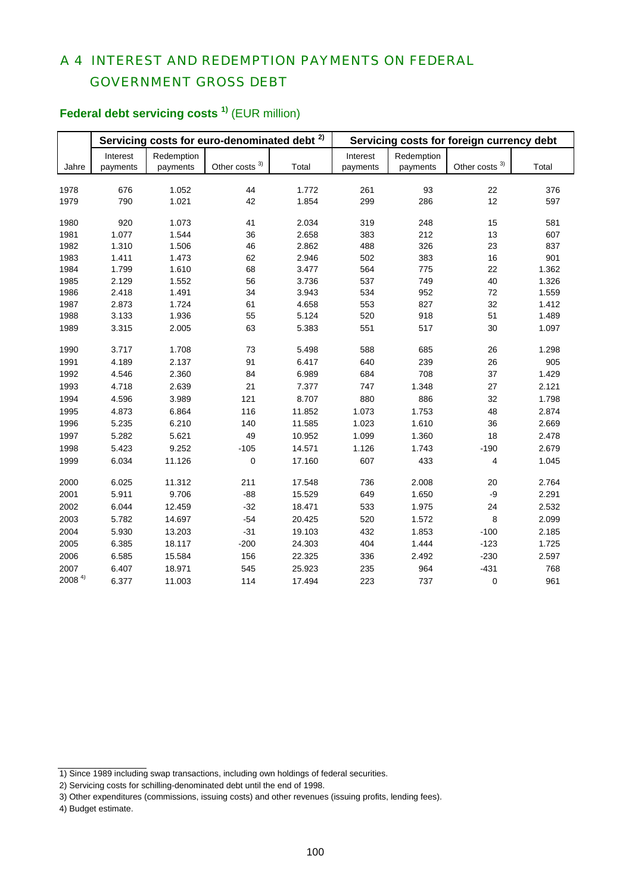# A 4 INTEREST AND REDEMPTION PAYMENTS ON FEDERAL GOVERNMENT GROSS DEBT

## Federal debt servicing costs [1] (EUR million)

| | Servicing costs for euro-denominated debt [2] | | | | Servicing costs for foreign currency debt | | | |
|---|---|---|---|---|---|---|---|---|
| Jahre | Interest payments | Redemption payments | Other costs [3] | Total | Interest payments | Redemption payments | Other costs [3] | Total |
| 1978 | 676 | 1.052 | 44 | 1.772 | 261 | 93 | 22 | 376 |
| 1979 | 790 | 1.021 | 42 | 1.854 | 299 | 286 | 12 | 597 |
| 1980 | 920 | 1.073 | 41 | 2.034 | 319 | 248 | 15 | 581 |
| 1981 | 1.077 | 1.544 | 36 | 2.658 | 383 | 212 | 13 | 607 |
| 1982 | 1.310 | 1.506 | 46 | 2.862 | 488 | 326 | 23 | 837 |
| 1983 | 1.411 | 1.473 | 62 | 2.946 | 502 | 383 | 16 | 901 |
| 1984 | 1.799 | 1.610 | 68 | 3.477 | 564 | 775 | 22 | 1.362 |
| 1985 | 2.129 | 1.552 | 56 | 3.736 | 537 | 749 | 40 | 1.326 |
| 1986 | 2.418 | 1.491 | 34 | 3.943 | 534 | 952 | 72 | 1.559 |
| 1987 | 2.873 | 1.724 | 61 | 4.658 | 553 | 827 | 32 | 1.412 |
| 1988 | 3.133 | 1.936 | 55 | 5.124 | 520 | 918 | 51 | 1.489 |
| 1989 | 3.315 | 2.005 | 63 | 5.383 | 551 | 517 | 30 | 1.097 |
| 1990 | 3.717 | 1.708 | 73 | 5.498 | 588 | 685 | 26 | 1.298 |
| 1991 | 4.189 | 2.137 | 91 | 6.417 | 640 | 239 | 26 | 905 |
| 1992 | 4.546 | 2.360 | 84 | 6.989 | 684 | 708 | 37 | 1.429 |
| 1993 | 4.718 | 2.639 | 21 | 7.377 | 747 | 1.348 | 27 | 2.121 |
| 1994 | 4.596 | 3.989 | 121 | 8.707 | 880 | 886 | 32 | 1.798 |
| 1995 | 4.873 | 6.864 | 116 | 11.852 | 1.073 | 1.753 | 48 | 2.874 |
| 1996 | 5.235 | 6.210 | 140 | 11.585 | 1.023 | 1.610 | 36 | 2.669 |
| 1997 | 5.282 | 5.621 | 49 | 10.952 | 1.099 | 1.360 | 18 | 2.478 |
| 1998 | 5.423 | 9.252 | -105 | 14.571 | 1.126 | 1.743 | -190 | 2.679 |
| 1999 | 6.034 | 11.126 | 0 | 17.160 | 607 | 433 | 4 | 1.045 |
| 2000 | 6.025 | 11.312 | 211 | 17.548 | 736 | 2.008 | 20 | 2.764 |
| 2001 | 5.911 | 9.706 | -88 | 15.529 | 649 | 1.650 | -9 | 2.291 |
| 2002 | 6.044 | 12.459 | -32 | 18.471 | 533 | 1.975 | 24 | 2.532 |
| 2003 | 5.782 | 14.697 | -54 | 20.425 | 520 | 1.572 | 8 | 2.099 |
| 2004 | 5.930 | 13.203 | -31 | 19.103 | 432 | 1.853 | -100 | 2.185 |
| 2005 | 6.385 | 18.117 | -200 | 24.303 | 404 | 1.444 | -123 | 1.725 |
| 2006 | 6.585 | 15.584 | 156 | 22.325 | 336 | 2.492 | -230 | 2.597 |
| 2007 | 6.407 | 18.971 | 545 | 25.923 | 235 | 964 | -431 | 768 |
| 2008 [4] | 6.377 | 11.003 | 114 | 17.494 | 223 | 737 | 0 | 961 |

1) Since 1989 including swap transactions, including own holdings of federal securities.

2) Servicing costs for schilling-denominated debt until the end of 1998.

3) Other expenditures (commissions, issuing costs) and other revenues (issuing profits, lending fees).

4) Budget estimate.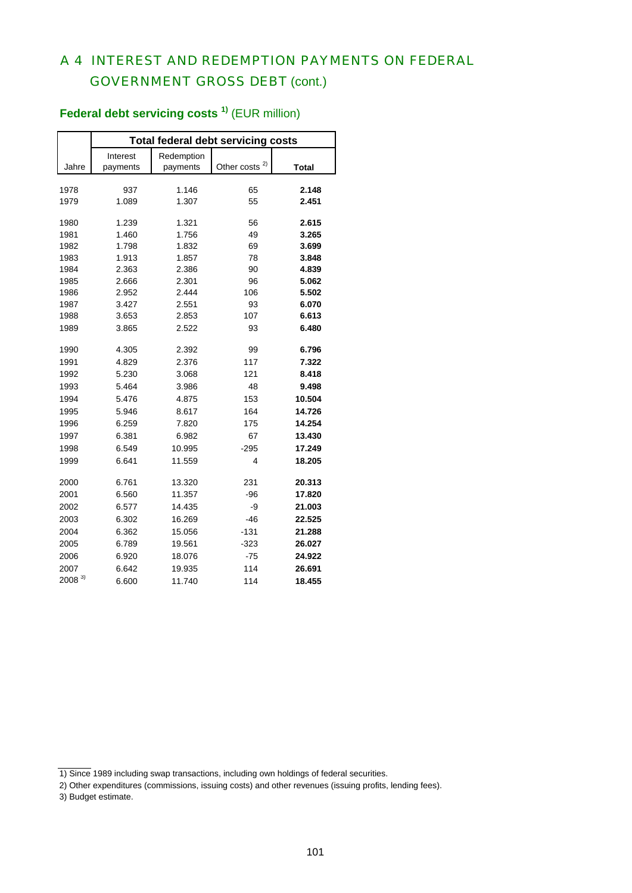# A 4 INTEREST AND REDEMPTION PAYMENTS ON FEDERAL GOVERNMENT GROSS DEBT (cont.)

## Federal debt servicing costs [1] (EUR million)

| | Total federal debt servicing costs | | | |
|---|---|---|---|---|
| Jahre | Interest payments | Redemption payments | Other costs [2] | **Total** |
| 1978 | 937 | 1.146 | 65 | **2.148** |
| 1979 | 1.089 | 1.307 | 55 | **2.451** |
| 1980 | 1.239 | 1.321 | 56 | **2.615** |
| 1981 | 1.460 | 1.756 | 49 | **3.265** |
| 1982 | 1.798 | 1.832 | 69 | **3.699** |
| 1983 | 1.913 | 1.857 | 78 | **3.848** |
| 1984 | 2.363 | 2.386 | 90 | **4.839** |
| 1985 | 2.666 | 2.301 | 96 | **5.062** |
| 1986 | 2.952 | 2.444 | 106 | **5.502** |
| 1987 | 3.427 | 2.551 | 93 | **6.070** |
| 1988 | 3.653 | 2.853 | 107 | **6.613** |
| 1989 | 3.865 | 2.522 | 93 | **6.480** |
| 1990 | 4.305 | 2.392 | 99 | **6.796** |
| 1991 | 4.829 | 2.376 | 117 | **7.322** |
| 1992 | 5.230 | 3.068 | 121 | **8.418** |
| 1993 | 5.464 | 3.986 | 48 | **9.498** |
| 1994 | 5.476 | 4.875 | 153 | **10.504** |
| 1995 | 5.946 | 8.617 | 164 | **14.726** |
| 1996 | 6.259 | 7.820 | 175 | **14.254** |
| 1997 | 6.381 | 6.982 | 67 | **13.430** |
| 1998 | 6.549 | 10.995 | -295 | **17.249** |
| 1999 | 6.641 | 11.559 | 4 | **18.205** |
| 2000 | 6.761 | 13.320 | 231 | **20.313** |
| 2001 | 6.560 | 11.357 | -96 | **17.820** |
| 2002 | 6.577 | 14.435 | -9 | **21.003** |
| 2003 | 6.302 | 16.269 | -46 | **22.525** |
| 2004 | 6.362 | 15.056 | -131 | **21.288** |
| 2005 | 6.789 | 19.561 | -323 | **26.027** |
| 2006 | 6.920 | 18.076 | -75 | **24.922** |
| 2007 | 6.642 | 19.935 | 114 | **26.691** |
| 2008 [3] | 6.600 | 11.740 | 114 | **18.455** |

1) Since 1989 including swap transactions, including own holdings of federal securities.

2) Other expenditures (commissions, issuing costs) and other revenues (issuing profits, lending fees).

3) Budget estimate.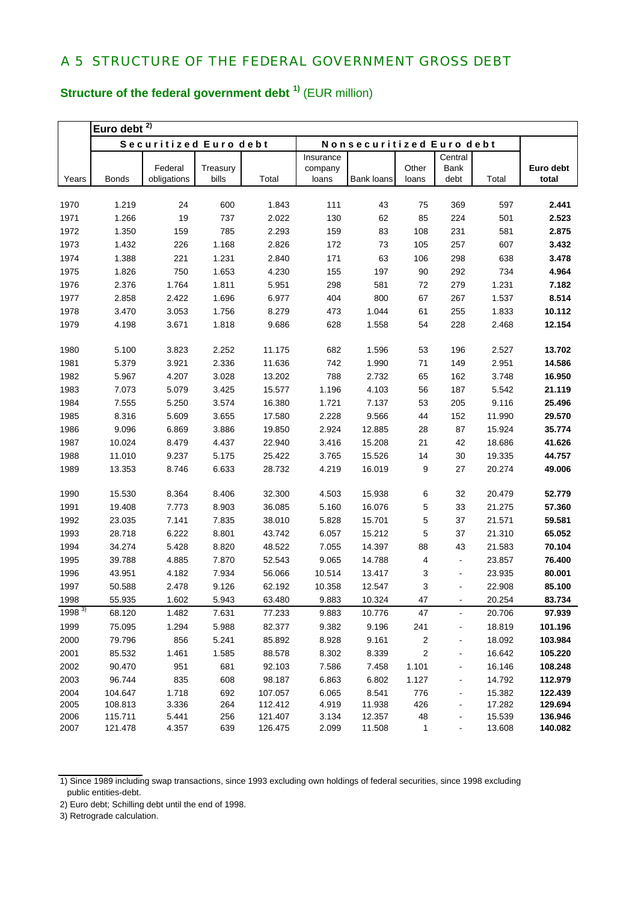## A 5 STRUCTURE OF THE FEDERAL GOVERNMENT GROSS DEBT

### **Structure of the federal government debt [1]** (EUR million)

| | Euro debt [2] | | | | | | | | | |
|---|---|---|---|---|---|---|---|---|---|---|
| | Securitized Euro debt | | | | Nonsecuritized Euro debt | | | | | |
| Years | Bonds | Federal obligations | Treasury bills | Total | Insurance company loans | Bank loans | Other loans | Central Bank debt | Total | **Euro debt total** |
| 1970 | 1.219 | 24 | 600 | 1.843 | 111 | 43 | 75 | 369 | 597 | **2.441** |
| 1971 | 1.266 | 19 | 737 | 2.022 | 130 | 62 | 85 | 224 | 501 | **2.523** |
| 1972 | 1.350 | 159 | 785 | 2.293 | 159 | 83 | 108 | 231 | 581 | **2.875** |
| 1973 | 1.432 | 226 | 1.168 | 2.826 | 172 | 73 | 105 | 257 | 607 | **3.432** |
| 1974 | 1.388 | 221 | 1.231 | 2.840 | 171 | 63 | 106 | 298 | 638 | **3.478** |
| 1975 | 1.826 | 750 | 1.653 | 4.230 | 155 | 197 | 90 | 292 | 734 | **4.964** |
| 1976 | 2.376 | 1.764 | 1.811 | 5.951 | 298 | 581 | 72 | 279 | 1.231 | **7.182** |
| 1977 | 2.858 | 2.422 | 1.696 | 6.977 | 404 | 800 | 67 | 267 | 1.537 | **8.514** |
| 1978 | 3.470 | 3.053 | 1.756 | 8.279 | 473 | 1.044 | 61 | 255 | 1.833 | **10.112** |
| 1979 | 4.198 | 3.671 | 1.818 | 9.686 | 628 | 1.558 | 54 | 228 | 2.468 | **12.154** |
| 1980 | 5.100 | 3.823 | 2.252 | 11.175 | 682 | 1.596 | 53 | 196 | 2.527 | **13.702** |
| 1981 | 5.379 | 3.921 | 2.336 | 11.636 | 742 | 1.990 | 71 | 149 | 2.951 | **14.586** |
| 1982 | 5.967 | 4.207 | 3.028 | 13.202 | 788 | 2.732 | 65 | 162 | 3.748 | **16.950** |
| 1983 | 7.073 | 5.079 | 3.425 | 15.577 | 1.196 | 4.103 | 56 | 187 | 5.542 | **21.119** |
| 1984 | 7.555 | 5.250 | 3.574 | 16.380 | 1.721 | 7.137 | 53 | 205 | 9.116 | **25.496** |
| 1985 | 8.316 | 5.609 | 3.655 | 17.580 | 2.228 | 9.566 | 44 | 152 | 11.990 | **29.570** |
| 1986 | 9.096 | 6.869 | 3.886 | 19.850 | 2.924 | 12.885 | 28 | 87 | 15.924 | **35.774** |
| 1987 | 10.024 | 8.479 | 4.437 | 22.940 | 3.416 | 15.208 | 21 | 42 | 18.686 | **41.626** |
| 1988 | 11.010 | 9.237 | 5.175 | 25.422 | 3.765 | 15.526 | 14 | 30 | 19.335 | **44.757** |
| 1989 | 13.353 | 8.746 | 6.633 | 28.732 | 4.219 | 16.019 | 9 | 27 | 20.274 | **49.006** |
| 1990 | 15.530 | 8.364 | 8.406 | 32.300 | 4.503 | 15.938 | 6 | 32 | 20.479 | **52.779** |
| 1991 | 19.408 | 7.773 | 8.903 | 36.085 | 5.160 | 16.076 | 5 | 33 | 21.275 | **57.360** |
| 1992 | 23.035 | 7.141 | 7.835 | 38.010 | 5.828 | 15.701 | 5 | 37 | 21.571 | **59.581** |
| 1993 | 28.718 | 6.222 | 8.801 | 43.742 | 6.057 | 15.212 | 5 | 37 | 21.310 | **65.052** |
| 1994 | 34.274 | 5.428 | 8.820 | 48.522 | 7.055 | 14.397 | 88 | 43 | 21.583 | **70.104** |
| 1995 | 39.788 | 4.885 | 7.870 | 52.543 | 9.065 | 14.788 | 4 | - | 23.857 | **76.400** |
| 1996 | 43.951 | 4.182 | 7.934 | 56.066 | 10.514 | 13.417 | 3 | - | 23.935 | **80.001** |
| 1997 | 50.588 | 2.478 | 9.126 | 62.192 | 10.358 | 12.547 | 3 | - | 22.908 | **85.100** |
| 1998 | 55.935 | 1.602 | 5.943 | 63.480 | 9.883 | 10.324 | 47 | - | 20.254 | **83.734** |
| 1998 [3] | 68.120 | 1.482 | 7.631 | 77.233 | 9.883 | 10.776 | 47 | - | 20.706 | **97.939** |
| 1999 | 75.095 | 1.294 | 5.988 | 82.377 | 9.382 | 9.196 | 241 | - | 18.819 | **101.196** |
| 2000 | 79.796 | 856 | 5.241 | 85.892 | 8.928 | 9.161 | 2 | - | 18.092 | **103.984** |
| 2001 | 85.532 | 1.461 | 1.585 | 88.578 | 8.302 | 8.339 | 2 | - | 16.642 | **105.220** |
| 2002 | 90.470 | 951 | 681 | 92.103 | 7.586 | 7.458 | 1.101 | - | 16.146 | **108.248** |
| 2003 | 96.744 | 835 | 608 | 98.187 | 6.863 | 6.802 | 1.127 | - | 14.792 | **112.979** |
| 2004 | 104.647 | 1.718 | 692 | 107.057 | 6.065 | 8.541 | 776 | - | 15.382 | **122.439** |
| 2005 | 108.813 | 3.336 | 264 | 112.412 | 4.919 | 11.938 | 426 | - | 17.282 | **129.694** |
| 2006 | 115.711 | 5.441 | 256 | 121.407 | 3.134 | 12.357 | 48 | - | 15.539 | **136.946** |
| 2007 | 121.478 | 4.357 | 639 | 126.475 | 2.099 | 11.508 | 1 | - | 13.608 | **140.082** |

1) Since 1989 including swap transactions, since 1993 excluding own holdings of federal securities, since 1998 excluding public entities-debt.

2) Euro debt; Schilling debt until the end of 1998.

3) Retrograde calculation.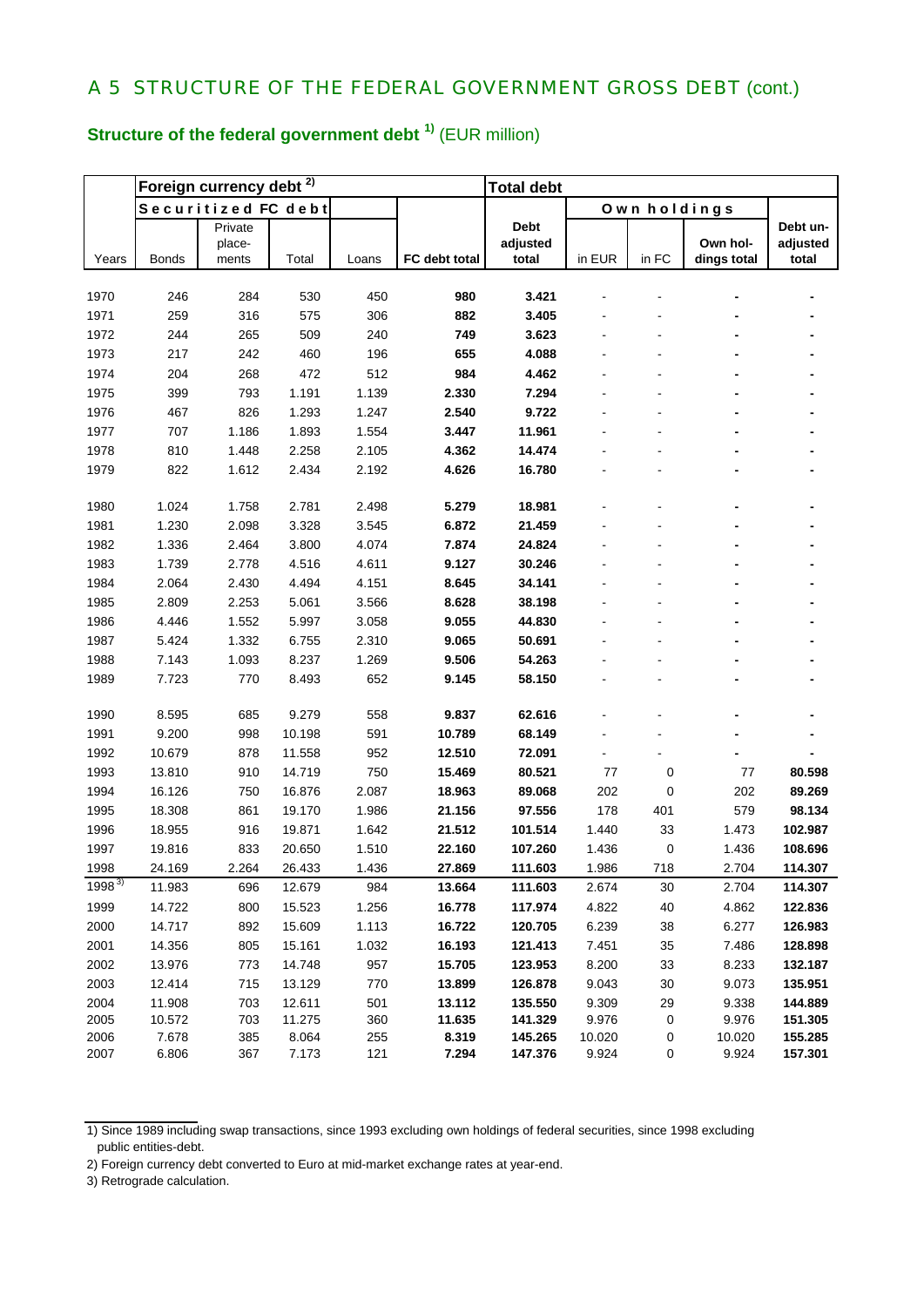## A 5 STRUCTURE OF THE FEDERAL GOVERNMENT GROSS DEBT (cont.)

### Structure of the federal government debt [1] (EUR million)

| | Foreign currency debt [2] | | | | | Total debt | | | | |
|---|---|---|---|---|---|---|---|---|---|---|
| | Securitized FC debt | | | | | | Own holdings | | | |
| Years | Bonds | Private place-ments | Total | Loans | **FC debt total** | **Debt adjusted total** | in EUR | in FC | Own hol-dings total | **Debt un-adjusted total** |
| 1970 | 246 | 284 | 530 | 450 | **980** | **3.421** | - | - | - | - |
| 1971 | 259 | 316 | 575 | 306 | **882** | **3.405** | - | - | - | - |
| 1972 | 244 | 265 | 509 | 240 | **749** | **3.623** | - | - | - | - |
| 1973 | 217 | 242 | 460 | 196 | **655** | **4.088** | - | - | - | - |
| 1974 | 204 | 268 | 472 | 512 | **984** | **4.462** | - | - | - | - |
| 1975 | 399 | 793 | 1.191 | 1.139 | **2.330** | **7.294** | - | - | - | - |
| 1976 | 467 | 826 | 1.293 | 1.247 | **2.540** | **9.722** | - | - | - | - |
| 1977 | 707 | 1.186 | 1.893 | 1.554 | **3.447** | **11.961** | - | - | - | - |
| 1978 | 810 | 1.448 | 2.258 | 2.105 | **4.362** | **14.474** | - | - | - | - |
| 1979 | 822 | 1.612 | 2.434 | 2.192 | **4.626** | **16.780** | - | - | - | - |
| 1980 | 1.024 | 1.758 | 2.781 | 2.498 | **5.279** | **18.981** | - | - | - | - |
| 1981 | 1.230 | 2.098 | 3.328 | 3.545 | **6.872** | **21.459** | - | - | - | - |
| 1982 | 1.336 | 2.464 | 3.800 | 4.074 | **7.874** | **24.824** | - | - | - | - |
| 1983 | 1.739 | 2.778 | 4.516 | 4.611 | **9.127** | **30.246** | - | - | - | - |
| 1984 | 2.064 | 2.430 | 4.494 | 4.151 | **8.645** | **34.141** | - | - | - | - |
| 1985 | 2.809 | 2.253 | 5.061 | 3.566 | **8.628** | **38.198** | - | - | - | - |
| 1986 | 4.446 | 1.552 | 5.997 | 3.058 | **9.055** | **44.830** | - | - | - | - |
| 1987 | 5.424 | 1.332 | 6.755 | 2.310 | **9.065** | **50.691** | - | - | - | - |
| 1988 | 7.143 | 1.093 | 8.237 | 1.269 | **9.506** | **54.263** | - | - | - | - |
| 1989 | 7.723 | 770 | 8.493 | 652 | **9.145** | **58.150** | - | - | - | - |
| 1990 | 8.595 | 685 | 9.279 | 558 | **9.837** | **62.616** | - | - | - | - |
| 1991 | 9.200 | 998 | 10.198 | 591 | **10.789** | **68.149** | - | - | - | - |
| 1992 | 10.679 | 878 | 11.558 | 952 | **12.510** | **72.091** | - | - | - | - |
| 1993 | 13.810 | 910 | 14.719 | 750 | **15.469** | **80.521** | 77 | 0 | 77 | **80.598** |
| 1994 | 16.126 | 750 | 16.876 | 2.087 | **18.963** | **89.068** | 202 | 0 | 202 | **89.269** |
| 1995 | 18.308 | 861 | 19.170 | 1.986 | **21.156** | **97.556** | 178 | 401 | 579 | **98.134** |
| 1996 | 18.955 | 916 | 19.871 | 1.642 | **21.512** | **101.514** | 1.440 | 33 | 1.473 | **102.987** |
| 1997 | 19.816 | 833 | 20.650 | 1.510 | **22.160** | **107.260** | 1.436 | 0 | 1.436 | **108.696** |
| 1998 | 24.169 | 2.264 | 26.433 | 1.436 | **27.869** | **111.603** | 1.986 | 718 | 2.704 | **114.307** |
| 1998 [3] | 11.983 | 696 | 12.679 | 984 | **13.664** | **111.603** | 2.674 | 30 | 2.704 | **114.307** |
| 1999 | 14.722 | 800 | 15.523 | 1.256 | **16.778** | **117.974** | 4.822 | 40 | 4.862 | **122.836** |
| 2000 | 14.717 | 892 | 15.609 | 1.113 | **16.722** | **120.705** | 6.239 | 38 | 6.277 | **126.983** |
| 2001 | 14.356 | 805 | 15.161 | 1.032 | **16.193** | **121.413** | 7.451 | 35 | 7.486 | **128.898** |
| 2002 | 13.976 | 773 | 14.748 | 957 | **15.705** | **123.953** | 8.200 | 33 | 8.233 | **132.187** |
| 2003 | 12.414 | 715 | 13.129 | 770 | **13.899** | **126.878** | 9.043 | 30 | 9.073 | **135.951** |
| 2004 | 11.908 | 703 | 12.611 | 501 | **13.112** | **135.550** | 9.309 | 29 | 9.338 | **144.889** |
| 2005 | 10.572 | 703 | 11.275 | 360 | **11.635** | **141.329** | 9.976 | 0 | 9.976 | **151.305** |
| 2006 | 7.678 | 385 | 8.064 | 255 | **8.319** | **145.265** | 10.020 | 0 | 10.020 | **155.285** |
| 2007 | 6.806 | 367 | 7.173 | 121 | **7.294** | **147.376** | 9.924 | 0 | 9.924 | **157.301** |

1) Since 1989 including swap transactions, since 1993 excluding own holdings of federal securities, since 1998 excluding public entities-debt.

2) Foreign currency debt converted to Euro at mid-market exchange rates at year-end.

3) Retrograde calculation.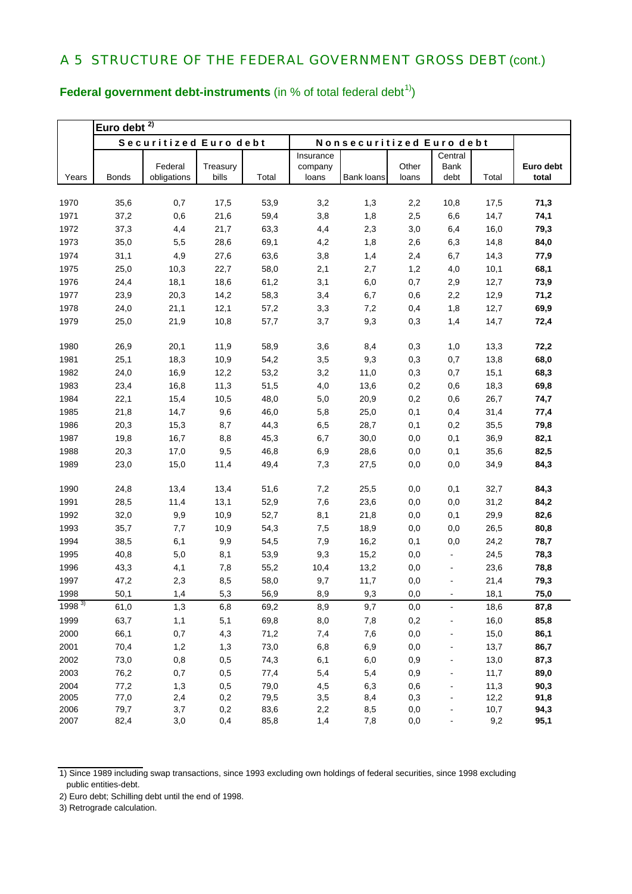## A 5 STRUCTURE OF THE FEDERAL GOVERNMENT GROSS DEBT (cont.)

**Federal government debt-instruments** (in % of total federal debt[1])

| | Euro debt [2] | | | | | | | | | |
|---|---|---|---|---|---|---|---|---|---|---|
| | Securitized Euro debt | | | | Nonsecuritized Euro debt | | | | | |
| Years | Bonds | Federal obligations | Treasury bills | Total | Insurance company loans | Bank loans | Other loans | Central Bank debt | Total | **Euro debt total** |
| 1970 | 35,6 | 0,7 | 17,5 | 53,9 | 3,2 | 1,3 | 2,2 | 10,8 | 17,5 | **71,3** |
| 1971 | 37,2 | 0,6 | 21,6 | 59,4 | 3,8 | 1,8 | 2,5 | 6,6 | 14,7 | **74,1** |
| 1972 | 37,3 | 4,4 | 21,7 | 63,3 | 4,4 | 2,3 | 3,0 | 6,4 | 16,0 | **79,3** |
| 1973 | 35,0 | 5,5 | 28,6 | 69,1 | 4,2 | 1,8 | 2,6 | 6,3 | 14,8 | **84,0** |
| 1974 | 31,1 | 4,9 | 27,6 | 63,6 | 3,8 | 1,4 | 2,4 | 6,7 | 14,3 | **77,9** |
| 1975 | 25,0 | 10,3 | 22,7 | 58,0 | 2,1 | 2,7 | 1,2 | 4,0 | 10,1 | **68,1** |
| 1976 | 24,4 | 18,1 | 18,6 | 61,2 | 3,1 | 6,0 | 0,7 | 2,9 | 12,7 | **73,9** |
| 1977 | 23,9 | 20,3 | 14,2 | 58,3 | 3,4 | 6,7 | 0,6 | 2,2 | 12,9 | **71,2** |
| 1978 | 24,0 | 21,1 | 12,1 | 57,2 | 3,3 | 7,2 | 0,4 | 1,8 | 12,7 | **69,9** |
| 1979 | 25,0 | 21,9 | 10,8 | 57,7 | 3,7 | 9,3 | 0,3 | 1,4 | 14,7 | **72,4** |
| 1980 | 26,9 | 20,1 | 11,9 | 58,9 | 3,6 | 8,4 | 0,3 | 1,0 | 13,3 | **72,2** |
| 1981 | 25,1 | 18,3 | 10,9 | 54,2 | 3,5 | 9,3 | 0,3 | 0,7 | 13,8 | **68,0** |
| 1982 | 24,0 | 16,9 | 12,2 | 53,2 | 3,2 | 11,0 | 0,3 | 0,7 | 15,1 | **68,3** |
| 1983 | 23,4 | 16,8 | 11,3 | 51,5 | 4,0 | 13,6 | 0,2 | 0,6 | 18,3 | **69,8** |
| 1984 | 22,1 | 15,4 | 10,5 | 48,0 | 5,0 | 20,9 | 0,2 | 0,6 | 26,7 | **74,7** |
| 1985 | 21,8 | 14,7 | 9,6 | 46,0 | 5,8 | 25,0 | 0,1 | 0,4 | 31,4 | **77,4** |
| 1986 | 20,3 | 15,3 | 8,7 | 44,3 | 6,5 | 28,7 | 0,1 | 0,2 | 35,5 | **79,8** |
| 1987 | 19,8 | 16,7 | 8,8 | 45,3 | 6,7 | 30,0 | 0,0 | 0,1 | 36,9 | **82,1** |
| 1988 | 20,3 | 17,0 | 9,5 | 46,8 | 6,9 | 28,6 | 0,0 | 0,1 | 35,6 | **82,5** |
| 1989 | 23,0 | 15,0 | 11,4 | 49,4 | 7,3 | 27,5 | 0,0 | 0,0 | 34,9 | **84,3** |
| 1990 | 24,8 | 13,4 | 13,4 | 51,6 | 7,2 | 25,5 | 0,0 | 0,1 | 32,7 | **84,3** |
| 1991 | 28,5 | 11,4 | 13,1 | 52,9 | 7,6 | 23,6 | 0,0 | 0,0 | 31,2 | **84,2** |
| 1992 | 32,0 | 9,9 | 10,9 | 52,7 | 8,1 | 21,8 | 0,0 | 0,1 | 29,9 | **82,6** |
| 1993 | 35,7 | 7,7 | 10,9 | 54,3 | 7,5 | 18,9 | 0,0 | 0,0 | 26,5 | **80,8** |
| 1994 | 38,5 | 6,1 | 9,9 | 54,5 | 7,9 | 16,2 | 0,1 | 0,0 | 24,2 | **78,7** |
| 1995 | 40,8 | 5,0 | 8,1 | 53,9 | 9,3 | 15,2 | 0,0 | - | 24,5 | **78,3** |
| 1996 | 43,3 | 4,1 | 7,8 | 55,2 | 10,4 | 13,2 | 0,0 | - | 23,6 | **78,8** |
| 1997 | 47,2 | 2,3 | 8,5 | 58,0 | 9,7 | 11,7 | 0,0 | - | 21,4 | **79,3** |
| 1998 | 50,1 | 1,4 | 5,3 | 56,9 | 8,9 | 9,3 | 0,0 | - | 18,1 | **75,0** |
| 1998 [3] | 61,0 | 1,3 | 6,8 | 69,2 | 8,9 | 9,7 | 0,0 | - | 18,6 | **87,8** |
| 1999 | 63,7 | 1,1 | 5,1 | 69,8 | 8,0 | 7,8 | 0,2 | - | 16,0 | **85,8** |
| 2000 | 66,1 | 0,7 | 4,3 | 71,2 | 7,4 | 7,6 | 0,0 | - | 15,0 | **86,1** |
| 2001 | 70,4 | 1,2 | 1,3 | 73,0 | 6,8 | 6,9 | 0,0 | - | 13,7 | **86,7** |
| 2002 | 73,0 | 0,8 | 0,5 | 74,3 | 6,1 | 6,0 | 0,9 | - | 13,0 | **87,3** |
| 2003 | 76,2 | 0,7 | 0,5 | 77,4 | 5,4 | 5,4 | 0,9 | - | 11,7 | **89,0** |
| 2004 | 77,2 | 1,3 | 0,5 | 79,0 | 4,5 | 6,3 | 0,6 | - | 11,3 | **90,3** |
| 2005 | 77,0 | 2,4 | 0,2 | 79,5 | 3,5 | 8,4 | 0,3 | - | 12,2 | **91,8** |
| 2006 | 79,7 | 3,7 | 0,2 | 83,6 | 2,2 | 8,5 | 0,0 | - | 10,7 | **94,3** |
| 2007 | 82,4 | 3,0 | 0,4 | 85,8 | 1,4 | 7,8 | 0,0 | - | 9,2 | **95,1** |

1) Since 1989 including swap transactions, since 1993 excluding own holdings of federal securities, since 1998 excluding public entities-debt.

2) Euro debt; Schilling debt until the end of 1998.

3) Retrograde calculation.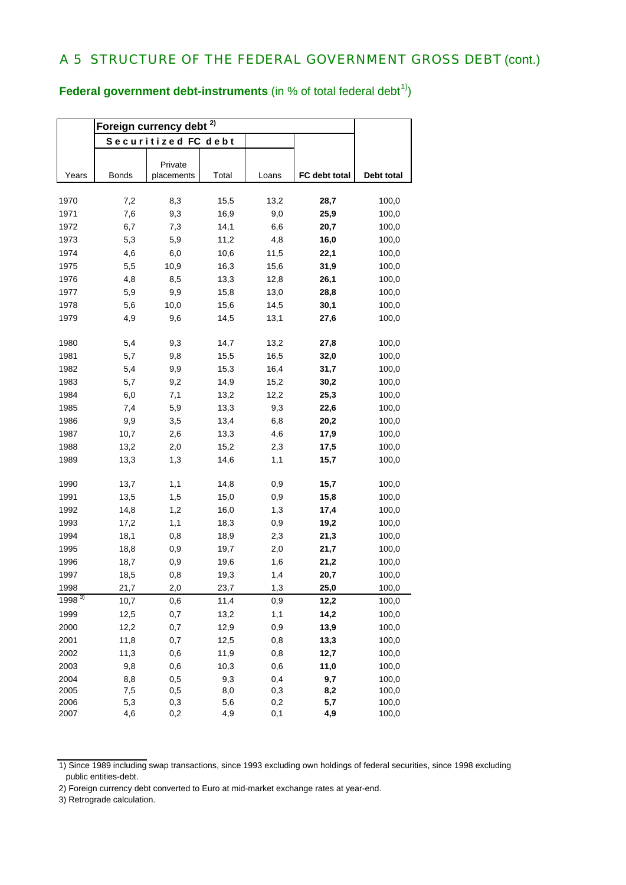## A 5 STRUCTURE OF THE FEDERAL GOVERNMENT GROSS DEBT (cont.)

**Federal government debt-instruments** (in % of total federal debt[1])

| | Foreign currency debt [2] | | | | | |
|---|---|---|---|---|---|---|
| | Securitized FC debt | | | | | |
| Years | Bonds | Private placements | Total | Loans | **FC debt total** | **Debt total** |
| 1970 | 7,2 | 8,3 | 15,5 | 13,2 | **28,7** | 100,0 |
| 1971 | 7,6 | 9,3 | 16,9 | 9,0 | **25,9** | 100,0 |
| 1972 | 6,7 | 7,3 | 14,1 | 6,6 | **20,7** | 100,0 |
| 1973 | 5,3 | 5,9 | 11,2 | 4,8 | **16,0** | 100,0 |
| 1974 | 4,6 | 6,0 | 10,6 | 11,5 | **22,1** | 100,0 |
| 1975 | 5,5 | 10,9 | 16,3 | 15,6 | **31,9** | 100,0 |
| 1976 | 4,8 | 8,5 | 13,3 | 12,8 | **26,1** | 100,0 |
| 1977 | 5,9 | 9,9 | 15,8 | 13,0 | **28,8** | 100,0 |
| 1978 | 5,6 | 10,0 | 15,6 | 14,5 | **30,1** | 100,0 |
| 1979 | 4,9 | 9,6 | 14,5 | 13,1 | **27,6** | 100,0 |
| 1980 | 5,4 | 9,3 | 14,7 | 13,2 | **27,8** | 100,0 |
| 1981 | 5,7 | 9,8 | 15,5 | 16,5 | **32,0** | 100,0 |
| 1982 | 5,4 | 9,9 | 15,3 | 16,4 | **31,7** | 100,0 |
| 1983 | 5,7 | 9,2 | 14,9 | 15,2 | **30,2** | 100,0 |
| 1984 | 6,0 | 7,1 | 13,2 | 12,2 | **25,3** | 100,0 |
| 1985 | 7,4 | 5,9 | 13,3 | 9,3 | **22,6** | 100,0 |
| 1986 | 9,9 | 3,5 | 13,4 | 6,8 | **20,2** | 100,0 |
| 1987 | 10,7 | 2,6 | 13,3 | 4,6 | **17,9** | 100,0 |
| 1988 | 13,2 | 2,0 | 15,2 | 2,3 | **17,5** | 100,0 |
| 1989 | 13,3 | 1,3 | 14,6 | 1,1 | **15,7** | 100,0 |
| 1990 | 13,7 | 1,1 | 14,8 | 0,9 | **15,7** | 100,0 |
| 1991 | 13,5 | 1,5 | 15,0 | 0,9 | **15,8** | 100,0 |
| 1992 | 14,8 | 1,2 | 16,0 | 1,3 | **17,4** | 100,0 |
| 1993 | 17,2 | 1,1 | 18,3 | 0,9 | **19,2** | 100,0 |
| 1994 | 18,1 | 0,8 | 18,9 | 2,3 | **21,3** | 100,0 |
| 1995 | 18,8 | 0,9 | 19,7 | 2,0 | **21,7** | 100,0 |
| 1996 | 18,7 | 0,9 | 19,6 | 1,6 | **21,2** | 100,0 |
| 1997 | 18,5 | 0,8 | 19,3 | 1,4 | **20,7** | 100,0 |
| 1998 | 21,7 | 2,0 | 23,7 | 1,3 | **25,0** | 100,0 |
| 1998 [3] | 10,7 | 0,6 | 11,4 | 0,9 | **12,2** | 100,0 |
| 1999 | 12,5 | 0,7 | 13,2 | 1,1 | **14,2** | 100,0 |
| 2000 | 12,2 | 0,7 | 12,9 | 0,9 | **13,9** | 100,0 |
| 2001 | 11,8 | 0,7 | 12,5 | 0,8 | **13,3** | 100,0 |
| 2002 | 11,3 | 0,6 | 11,9 | 0,8 | **12,7** | 100,0 |
| 2003 | 9,8 | 0,6 | 10,3 | 0,6 | **11,0** | 100,0 |
| 2004 | 8,8 | 0,5 | 9,3 | 0,4 | **9,7** | 100,0 |
| 2005 | 7,5 | 0,5 | 8,0 | 0,3 | **8,2** | 100,0 |
| 2006 | 5,3 | 0,3 | 5,6 | 0,2 | **5,7** | 100,0 |
| 2007 | 4,6 | 0,2 | 4,9 | 0,1 | **4,9** | 100,0 |

1) Since 1989 including swap transactions, since 1993 excluding own holdings of federal securities, since 1998 excluding public entities-debt.

2) Foreign currency debt converted to Euro at mid-market exchange rates at year-end.

3) Retrograde calculation.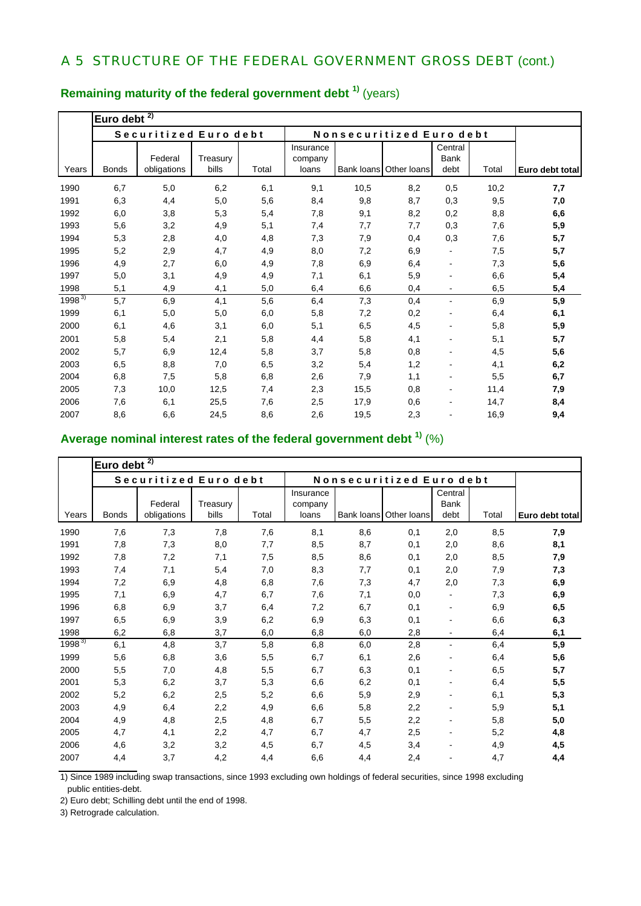## A 5 STRUCTURE OF THE FEDERAL GOVERNMENT GROSS DEBT (cont.)

### Remaining maturity of the federal government debt [1] (years)

| | Euro debt [2] | | | | | | | | | |
|---|---|---|---|---|---|---|---|---|---|---|
| | Securitized Euro debt | | | | Nonsecuritized Euro debt | | | | | |
| Years | Bonds | Federal obligations | Treasury bills | Total | Insurance company loans | Bank loans | Other loans | Central Bank debt | Total | **Euro debt total** |
| 1990 | 6,7 | 5,0 | 6,2 | 6,1 | 9,1 | 10,5 | 8,2 | 0,5 | 10,2 | **7,7** |
| 1991 | 6,3 | 4,4 | 5,0 | 5,6 | 8,4 | 9,8 | 8,7 | 0,3 | 9,5 | **7,0** |
| 1992 | 6,0 | 3,8 | 5,3 | 5,4 | 7,8 | 9,1 | 8,2 | 0,2 | 8,8 | **6,6** |
| 1993 | 5,6 | 3,2 | 4,9 | 5,1 | 7,4 | 7,7 | 7,7 | 0,3 | 7,6 | **5,9** |
| 1994 | 5,3 | 2,8 | 4,0 | 4,8 | 7,3 | 7,9 | 0,4 | 0,3 | 7,6 | **5,7** |
| 1995 | 5,2 | 2,9 | 4,7 | 4,9 | 8,0 | 7,2 | 6,9 | - | 7,5 | **5,7** |
| 1996 | 4,9 | 2,7 | 6,0 | 4,9 | 7,8 | 6,9 | 6,4 | - | 7,3 | **5,6** |
| 1997 | 5,0 | 3,1 | 4,9 | 4,9 | 7,1 | 6,1 | 5,9 | - | 6,6 | **5,4** |
| 1998 | 5,1 | 4,9 | 4,1 | 5,0 | 6,4 | 6,6 | 0,4 | - | 6,5 | **5,4** |
| 1998 [3] | 5,7 | 6,9 | 4,1 | 5,6 | 6,4 | 7,3 | 0,4 | - | 6,9 | **5,9** |
| 1999 | 6,1 | 5,0 | 5,0 | 6,0 | 5,8 | 7,2 | 0,2 | - | 6,4 | **6,1** |
| 2000 | 6,1 | 4,6 | 3,1 | 6,0 | 5,1 | 6,5 | 4,5 | - | 5,8 | **5,9** |
| 2001 | 5,8 | 5,4 | 2,1 | 5,8 | 4,4 | 5,8 | 4,1 | - | 5,1 | **5,7** |
| 2002 | 5,7 | 6,9 | 12,4 | 5,8 | 3,7 | 5,8 | 0,8 | - | 4,5 | **5,6** |
| 2003 | 6,5 | 8,8 | 7,0 | 6,5 | 3,2 | 5,4 | 1,2 | - | 4,1 | **6,2** |
| 2004 | 6,8 | 7,5 | 5,8 | 6,8 | 2,6 | 7,9 | 1,1 | - | 5,5 | **6,7** |
| 2005 | 7,3 | 10,0 | 12,5 | 7,4 | 2,3 | 15,5 | 0,8 | - | 11,4 | **7,9** |
| 2006 | 7,6 | 6,1 | 25,5 | 7,6 | 2,5 | 17,9 | 0,6 | - | 14,7 | **8,4** |
| 2007 | 8,6 | 6,6 | 24,5 | 8,6 | 2,6 | 19,5 | 2,3 | - | 16,9 | **9,4** |

### Average nominal interest rates of the federal government debt [1] (%)

| | Euro debt [2] | | | | | | | | | |
|---|---|---|---|---|---|---|---|---|---|---|
| | Securitized Euro debt | | | | Nonsecuritized Euro debt | | | | | |
| Years | Bonds | Federal obligations | Treasury bills | Total | Insurance company loans | Bank loans | Other loans | Central Bank debt | Total | **Euro debt total** |
| 1990 | 7,6 | 7,3 | 7,8 | 7,6 | 8,1 | 8,6 | 0,1 | 2,0 | 8,5 | **7,9** |
| 1991 | 7,8 | 7,3 | 8,0 | 7,7 | 8,5 | 8,7 | 0,1 | 2,0 | 8,6 | **8,1** |
| 1992 | 7,8 | 7,2 | 7,1 | 7,5 | 8,5 | 8,6 | 0,1 | 2,0 | 8,5 | **7,9** |
| 1993 | 7,4 | 7,1 | 5,4 | 7,0 | 8,3 | 7,7 | 0,1 | 2,0 | 7,9 | **7,3** |
| 1994 | 7,2 | 6,9 | 4,8 | 6,8 | 7,6 | 7,3 | 4,7 | 2,0 | 7,3 | **6,9** |
| 1995 | 7,1 | 6,9 | 4,7 | 6,7 | 7,6 | 7,1 | 0,0 | - | 7,3 | **6,9** |
| 1996 | 6,8 | 6,9 | 3,7 | 6,4 | 7,2 | 6,7 | 0,1 | - | 6,9 | **6,5** |
| 1997 | 6,5 | 6,9 | 3,9 | 6,2 | 6,9 | 6,3 | 0,1 | - | 6,6 | **6,3** |
| 1998 | 6,2 | 6,8 | 3,7 | 6,0 | 6,8 | 6,0 | 2,8 | - | 6,4 | **6,1** |
| 1998 [3] | 6,1 | 4,8 | 3,7 | 5,8 | 6,8 | 6,0 | 2,8 | - | 6,4 | **5,9** |
| 1999 | 5,6 | 6,8 | 3,6 | 5,5 | 6,7 | 6,1 | 2,6 | - | 6,4 | **5,6** |
| 2000 | 5,5 | 7,0 | 4,8 | 5,5 | 6,7 | 6,3 | 0,1 | - | 6,5 | **5,7** |
| 2001 | 5,3 | 6,2 | 3,7 | 5,3 | 6,6 | 6,2 | 0,1 | - | 6,4 | **5,5** |
| 2002 | 5,2 | 6,2 | 2,5 | 5,2 | 6,6 | 5,9 | 2,9 | - | 6,1 | **5,3** |
| 2003 | 4,9 | 6,4 | 2,2 | 4,9 | 6,6 | 5,8 | 2,2 | - | 5,9 | **5,1** |
| 2004 | 4,9 | 4,8 | 2,5 | 4,8 | 6,7 | 5,5 | 2,2 | - | 5,8 | **5,0** |
| 2005 | 4,7 | 4,1 | 2,2 | 4,7 | 6,7 | 4,7 | 2,5 | - | 5,2 | **4,8** |
| 2006 | 4,6 | 3,2 | 3,2 | 4,5 | 6,7 | 4,5 | 3,4 | - | 4,9 | **4,5** |
| 2007 | 4,4 | 3,7 | 4,2 | 4,4 | 6,6 | 4,4 | 2,4 | - | 4,7 | **4,4** |

1) Since 1989 including swap transactions, since 1993 excluding own holdings of federal securities, since 1998 excluding public entities-debt.

2) Euro debt; Schilling debt until the end of 1998.

3) Retrograde calculation.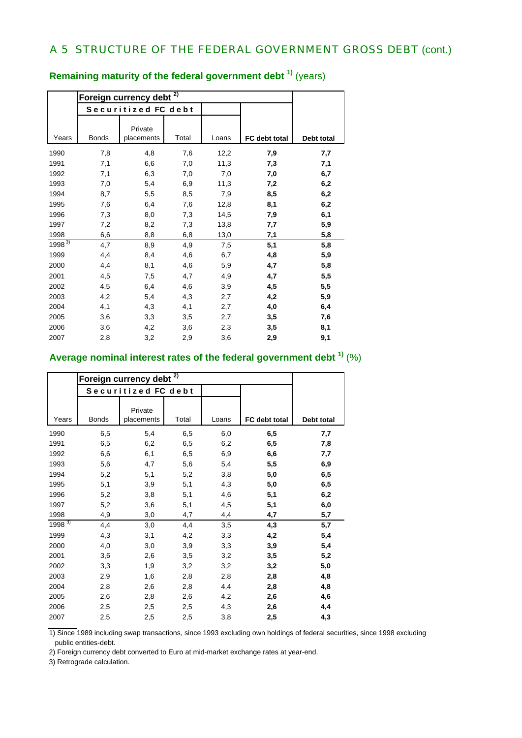## A 5 STRUCTURE OF THE FEDERAL GOVERNMENT GROSS DEBT (cont.)

### Remaining maturity of the federal government debt [1] (years)

| | Foreign currency debt [2] | | | | | |
|---|---|---|---|---|---|---|
| | Securitized FC debt | | | | | |
| Years | Bonds | Private placements | Total | Loans | **FC debt total** | **Debt total** |
| 1990 | 7,8 | 4,8 | 7,6 | 12,2 | **7,9** | **7,7** |
| 1991 | 7,1 | 6,6 | 7,0 | 11,3 | **7,3** | **7,1** |
| 1992 | 7,1 | 6,3 | 7,0 | 7,0 | **7,0** | **6,7** |
| 1993 | 7,0 | 5,4 | 6,9 | 11,3 | **7,2** | **6,2** |
| 1994 | 8,7 | 5,5 | 8,5 | 7,9 | **8,5** | **6,2** |
| 1995 | 7,6 | 6,4 | 7,6 | 12,8 | **8,1** | **6,2** |
| 1996 | 7,3 | 8,0 | 7,3 | 14,5 | **7,9** | **6,1** |
| 1997 | 7,2 | 8,2 | 7,3 | 13,8 | **7,7** | **5,9** |
| 1998 | 6,6 | 8,8 | 6,8 | 13,0 | **7,1** | **5,8** |
| 1998 [3] | 4,7 | 8,9 | 4,9 | 7,5 | **5,1** | **5,8** |
| 1999 | 4,4 | 8,4 | 4,6 | 6,7 | **4,8** | **5,9** |
| 2000 | 4,4 | 8,1 | 4,6 | 5,9 | **4,7** | **5,8** |
| 2001 | 4,5 | 7,5 | 4,7 | 4,9 | **4,7** | **5,5** |
| 2002 | 4,5 | 6,4 | 4,6 | 3,9 | **4,5** | **5,5** |
| 2003 | 4,2 | 5,4 | 4,3 | 2,7 | **4,2** | **5,9** |
| 2004 | 4,1 | 4,3 | 4,1 | 2,7 | **4,0** | **6,4** |
| 2005 | 3,6 | 3,3 | 3,5 | 2,7 | **3,5** | **7,6** |
| 2006 | 3,6 | 4,2 | 3,6 | 2,3 | **3,5** | **8,1** |
| 2007 | 2,8 | 3,2 | 2,9 | 3,6 | **2,9** | **9,1** |

### Average nominal interest rates of the federal government debt [1] (%)

| | Foreign currency debt [2] | | | | | |
|---|---|---|---|---|---|---|
| | Securitized FC debt | | | | | |
| Years | Bonds | Private placements | Total | Loans | **FC debt total** | **Debt total** |
| 1990 | 6,5 | 5,4 | 6,5 | 6,0 | **6,5** | **7,7** |
| 1991 | 6,5 | 6,2 | 6,5 | 6,2 | **6,5** | **7,8** |
| 1992 | 6,6 | 6,1 | 6,5 | 6,9 | **6,6** | **7,7** |
| 1993 | 5,6 | 4,7 | 5,6 | 5,4 | **5,5** | **6,9** |
| 1994 | 5,2 | 5,1 | 5,2 | 3,8 | **5,0** | **6,5** |
| 1995 | 5,1 | 3,9 | 5,1 | 4,3 | **5,0** | **6,5** |
| 1996 | 5,2 | 3,8 | 5,1 | 4,6 | **5,1** | **6,2** |
| 1997 | 5,2 | 3,6 | 5,1 | 4,5 | **5,1** | **6,0** |
| 1998 | 4,9 | 3,0 | 4,7 | 4,4 | **4,7** | **5,7** |
| 1998 [3] | 4,4 | 3,0 | 4,4 | 3,5 | **4,3** | **5,7** |
| 1999 | 4,3 | 3,1 | 4,2 | 3,3 | **4,2** | **5,4** |
| 2000 | 4,0 | 3,0 | 3,9 | 3,3 | **3,9** | **5,4** |
| 2001 | 3,6 | 2,6 | 3,5 | 3,2 | **3,5** | **5,2** |
| 2002 | 3,3 | 1,9 | 3,2 | 3,2 | **3,2** | **5,0** |
| 2003 | 2,9 | 1,6 | 2,8 | 2,8 | **2,8** | **4,8** |
| 2004 | 2,8 | 2,6 | 2,8 | 4,4 | **2,8** | **4,8** |
| 2005 | 2,6 | 2,8 | 2,6 | 4,2 | **2,6** | **4,6** |
| 2006 | 2,5 | 2,5 | 2,5 | 4,3 | **2,6** | **4,4** |
| 2007 | 2,5 | 2,5 | 2,5 | 3,8 | **2,5** | **4,3** |

1) Since 1989 including swap transactions, since 1993 excluding own holdings of federal securities, since 1998 excluding public entities-debt.

2) Foreign currency debt converted to Euro at mid-market exchange rates at year-end.

3) Retrograde calculation.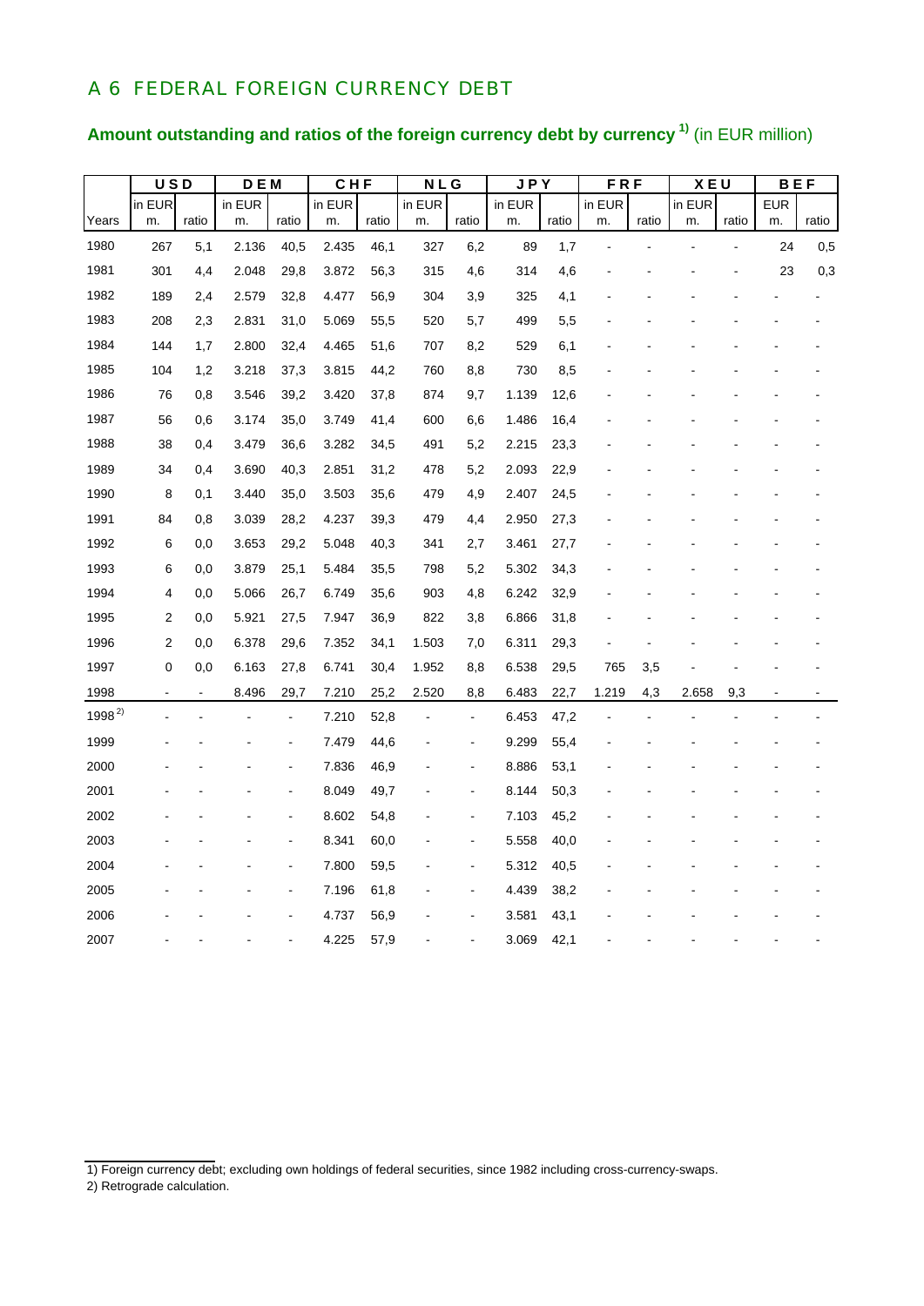## A 6 FEDERAL FOREIGN CURRENCY DEBT

### Amount outstanding and ratios of the foreign currency debt by currency [1] (in EUR million)

| | USD | | DEM | | CHF | | NLG | | JPY | | FRF | | XEU | | BEF | |
|---|---|---|---|---|---|---|---|---|---|---|---|---|---|---|---|---|
| Years | in EUR m. | ratio | in EUR m. | ratio | in EUR m. | ratio | in EUR m. | ratio | in EUR m. | ratio | in EUR m. | ratio | in EUR m. | ratio | EUR m. | ratio |
| 1980 | 267 | 5,1 | 2.136 | 40,5 | 2.435 | 46,1 | 327 | 6,2 | 89 | 1,7 | - | - | - | - | 24 | 0,5 |
| 1981 | 301 | 4,4 | 2.048 | 29,8 | 3.872 | 56,3 | 315 | 4,6 | 314 | 4,6 | - | - | - | - | 23 | 0,3 |
| 1982 | 189 | 2,4 | 2.579 | 32,8 | 4.477 | 56,9 | 304 | 3,9 | 325 | 4,1 | - | - | - | - | - | - |
| 1983 | 208 | 2,3 | 2.831 | 31,0 | 5.069 | 55,5 | 520 | 5,7 | 499 | 5,5 | - | - | - | - | - | - |
| 1984 | 144 | 1,7 | 2.800 | 32,4 | 4.465 | 51,6 | 707 | 8,2 | 529 | 6,1 | - | - | - | - | - | - |
| 1985 | 104 | 1,2 | 3.218 | 37,3 | 3.815 | 44,2 | 760 | 8,8 | 730 | 8,5 | - | - | - | - | - | - |
| 1986 | 76 | 0,8 | 3.546 | 39,2 | 3.420 | 37,8 | 874 | 9,7 | 1.139 | 12,6 | - | - | - | - | - | - |
| 1987 | 56 | 0,6 | 3.174 | 35,0 | 3.749 | 41,4 | 600 | 6,6 | 1.486 | 16,4 | - | - | - | - | - | - |
| 1988 | 38 | 0,4 | 3.479 | 36,6 | 3.282 | 34,5 | 491 | 5,2 | 2.215 | 23,3 | - | - | - | - | - | - |
| 1989 | 34 | 0,4 | 3.690 | 40,3 | 2.851 | 31,2 | 478 | 5,2 | 2.093 | 22,9 | - | - | - | - | - | - |
| 1990 | 8 | 0,1 | 3.440 | 35,0 | 3.503 | 35,6 | 479 | 4,9 | 2.407 | 24,5 | - | - | - | - | - | - |
| 1991 | 84 | 0,8 | 3.039 | 28,2 | 4.237 | 39,3 | 479 | 4,4 | 2.950 | 27,3 | - | - | - | - | - | - |
| 1992 | 6 | 0,0 | 3.653 | 29,2 | 5.048 | 40,3 | 341 | 2,7 | 3.461 | 27,7 | - | - | - | - | - | - |
| 1993 | 6 | 0,0 | 3.879 | 25,1 | 5.484 | 35,5 | 798 | 5,2 | 5.302 | 34,3 | - | - | - | - | - | - |
| 1994 | 4 | 0,0 | 5.066 | 26,7 | 6.749 | 35,6 | 903 | 4,8 | 6.242 | 32,9 | - | - | - | - | - | - |
| 1995 | 2 | 0,0 | 5.921 | 27,5 | 7.947 | 36,9 | 822 | 3,8 | 6.866 | 31,8 | - | - | - | - | - | - |
| 1996 | 2 | 0,0 | 6.378 | 29,6 | 7.352 | 34,1 | 1.503 | 7,0 | 6.311 | 29,3 | - | - | - | - | - | - |
| 1997 | 0 | 0,0 | 6.163 | 27,8 | 6.741 | 30,4 | 1.952 | 8,8 | 6.538 | 29,5 | 765 | 3,5 | - | - | - | - |
| 1998 | - | - | 8.496 | 29,7 | 7.210 | 25,2 | 2.520 | 8,8 | 6.483 | 22,7 | 1.219 | 4,3 | 2.658 | 9,3 | - | - |
| 1998 [2] | - | - | - | - | 7.210 | 52,8 | - | - | 6.453 | 47,2 | - | - | - | - | - | - |
| 1999 | - | - | - | - | 7.479 | 44,6 | - | - | 9.299 | 55,4 | - | - | - | - | - | - |
| 2000 | - | - | - | - | 7.836 | 46,9 | - | - | 8.886 | 53,1 | - | - | - | - | - | - |
| 2001 | - | - | - | - | 8.049 | 49,7 | - | - | 8.144 | 50,3 | - | - | - | - | - | - |
| 2002 | - | - | - | - | 8.602 | 54,8 | - | - | 7.103 | 45,2 | - | - | - | - | - | - |
| 2003 | - | - | - | - | 8.341 | 60,0 | - | - | 5.558 | 40,0 | - | - | - | - | - | - |
| 2004 | - | - | - | - | 7.800 | 59,5 | - | - | 5.312 | 40,5 | - | - | - | - | - | - |
| 2005 | - | - | - | - | 7.196 | 61,8 | - | - | 4.439 | 38,2 | - | - | - | - | - | - |
| 2006 | - | - | - | - | 4.737 | 56,9 | - | - | 3.581 | 43,1 | - | - | - | - | - | - |
| 2007 | - | - | - | - | 4.225 | 57,9 | - | - | 3.069 | 42,1 | - | - | - | - | - | - |

1) Foreign currency debt; excluding own holdings of federal securities, since 1982 including cross-currency-swaps.

2) Retrograde calculation.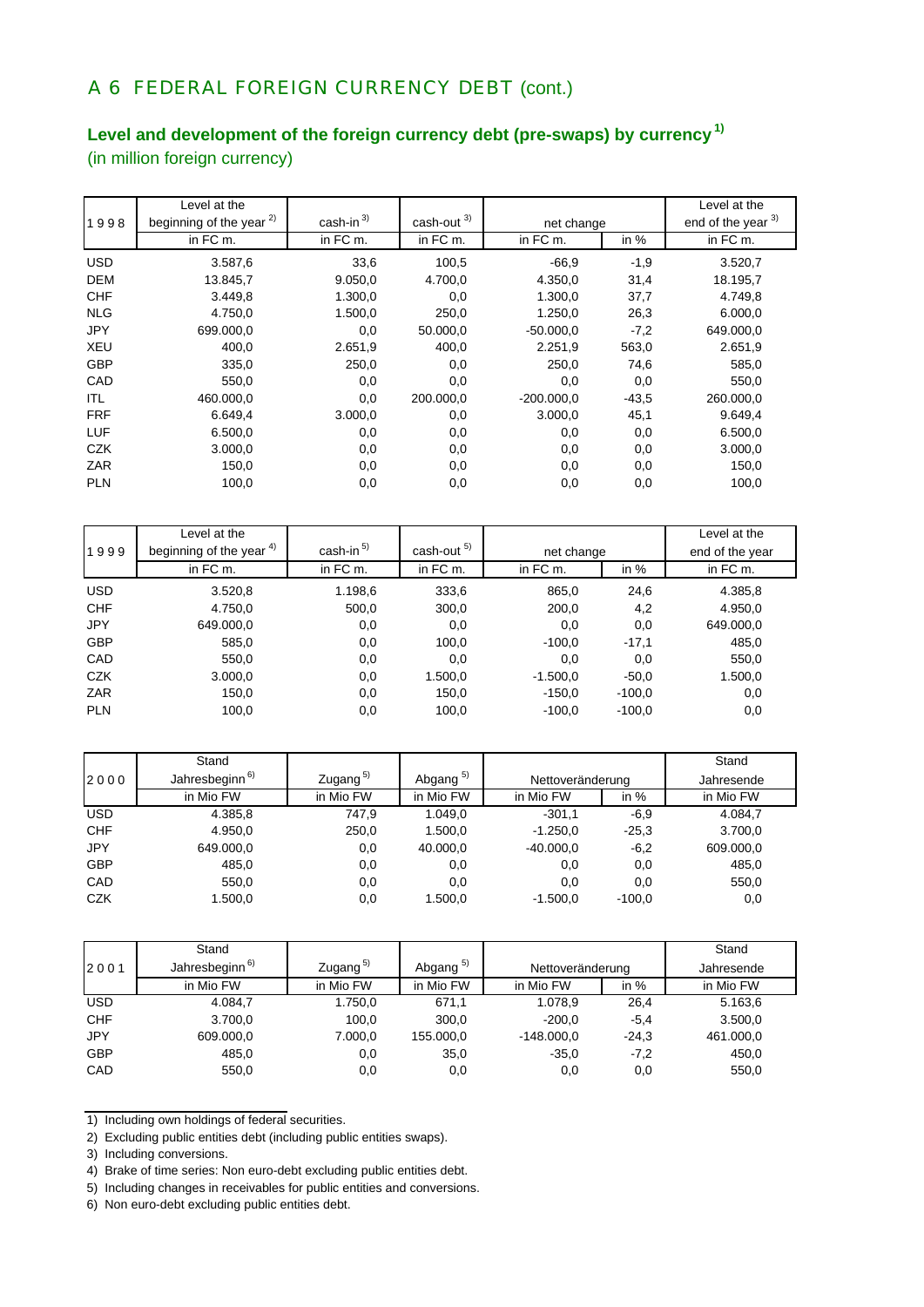## A 6 FEDERAL FOREIGN CURRENCY DEBT (cont.)

### Level and development of the foreign currency debt (pre-swaps) by currency [1]

(in million foreign currency)

| 1998 | Level at the beginning of the year [2] | cash-in [3] | cash-out [3] | net change | | Level at the end of the year [3] |
|---|---|---|---|---|---|---|
| | in FC m. | in FC m. | in FC m. | in FC m. | in % | in FC m. |
| USD | 3.587,6 | 33,6 | 100,5 | -66,9 | -1,9 | 3.520,7 |
| DEM | 13.845,7 | 9.050,0 | 4.700,0 | 4.350,0 | 31,4 | 18.195,7 |
| CHF | 3.449,8 | 1.300,0 | 0,0 | 1.300,0 | 37,7 | 4.749,8 |
| NLG | 4.750,0 | 1.500,0 | 250,0 | 1.250,0 | 26,3 | 6.000,0 |
| JPY | 699.000,0 | 0,0 | 50.000,0 | -50.000,0 | -7,2 | 649.000,0 |
| XEU | 400,0 | 2.651,9 | 400,0 | 2.251,9 | 563,0 | 2.651,9 |
| GBP | 335,0 | 250,0 | 0,0 | 250,0 | 74,6 | 585,0 |
| CAD | 550,0 | 0,0 | 0,0 | 0,0 | 0,0 | 550,0 |
| ITL | 460.000,0 | 0,0 | 200.000,0 | -200.000,0 | -43,5 | 260.000,0 |
| FRF | 6.649,4 | 3.000,0 | 0,0 | 3.000,0 | 45,1 | 9.649,4 |
| LUF | 6.500,0 | 0,0 | 0,0 | 0,0 | 0,0 | 6.500,0 |
| CZK | 3.000,0 | 0,0 | 0,0 | 0,0 | 0,0 | 3.000,0 |
| ZAR | 150,0 | 0,0 | 0,0 | 0,0 | 0,0 | 150,0 |
| PLN | 100,0 | 0,0 | 0,0 | 0,0 | 0,0 | 100,0 |

| 1999 | Level at the beginning of the year [4] | cash-in [5] | cash-out [5] | net change | | Level at the end of the year |
|---|---|---|---|---|---|---|
| | in FC m. | in FC m. | in FC m. | in FC m. | in % | in FC m. |
| USD | 3.520,8 | 1.198,6 | 333,6 | 865,0 | 24,6 | 4.385,8 |
| CHF | 4.750,0 | 500,0 | 300,0 | 200,0 | 4,2 | 4.950,0 |
| JPY | 649.000,0 | 0,0 | 0,0 | 0,0 | 0,0 | 649.000,0 |
| GBP | 585,0 | 0,0 | 100,0 | -100,0 | -17,1 | 485,0 |
| CAD | 550,0 | 0,0 | 0,0 | 0,0 | 0,0 | 550,0 |
| CZK | 3.000,0 | 0,0 | 1.500,0 | -1.500,0 | -50,0 | 1.500,0 |
| ZAR | 150,0 | 0,0 | 150,0 | -150,0 | -100,0 | 0,0 |
| PLN | 100,0 | 0,0 | 100,0 | -100,0 | -100,0 | 0,0 |

| 2000 | Stand Jahresbeginn [6] | Zugang [5] | Abgang [5] | Nettoveränderung | | Stand Jahresende |
|---|---|---|---|---|---|---|
| | in Mio FW | in Mio FW | in Mio FW | in Mio FW | in % | in Mio FW |
| USD | 4.385,8 | 747,9 | 1.049,0 | -301,1 | -6,9 | 4.084,7 |
| CHF | 4.950,0 | 250,0 | 1.500,0 | -1.250,0 | -25,3 | 3.700,0 |
| JPY | 649.000,0 | 0,0 | 40.000,0 | -40.000,0 | -6,2 | 609.000,0 |
| GBP | 485,0 | 0,0 | 0,0 | 0,0 | 0,0 | 485,0 |
| CAD | 550,0 | 0,0 | 0,0 | 0,0 | 0,0 | 550,0 |
| CZK | 1.500,0 | 0,0 | 1.500,0 | -1.500,0 | -100,0 | 0,0 |

| 2001 | Stand Jahresbeginn [6] | Zugang [5] | Abgang [5] | Nettoveränderung | | Stand Jahresende |
|---|---|---|---|---|---|---|
| | in Mio FW | in Mio FW | in Mio FW | in Mio FW | in % | in Mio FW |
| USD | 4.084,7 | 1.750,0 | 671,1 | 1.078,9 | 26,4 | 5.163,6 |
| CHF | 3.700,0 | 100,0 | 300,0 | -200,0 | -5,4 | 3.500,0 |
| JPY | 609.000,0 | 7.000,0 | 155.000,0 | -148.000,0 | -24,3 | 461.000,0 |
| GBP | 485,0 | 0,0 | 35,0 | -35,0 | -7,2 | 450,0 |
| CAD | 550,0 | 0,0 | 0,0 | 0,0 | 0,0 | 550,0 |

1) Including own holdings of federal securities.

2) Excluding public entities debt (including public entities swaps).

3) Including conversions.

4) Brake of time series: Non euro-debt excluding public entities debt.

5) Including changes in receivables for public entities and conversions.

6) Non euro-debt excluding public entities debt.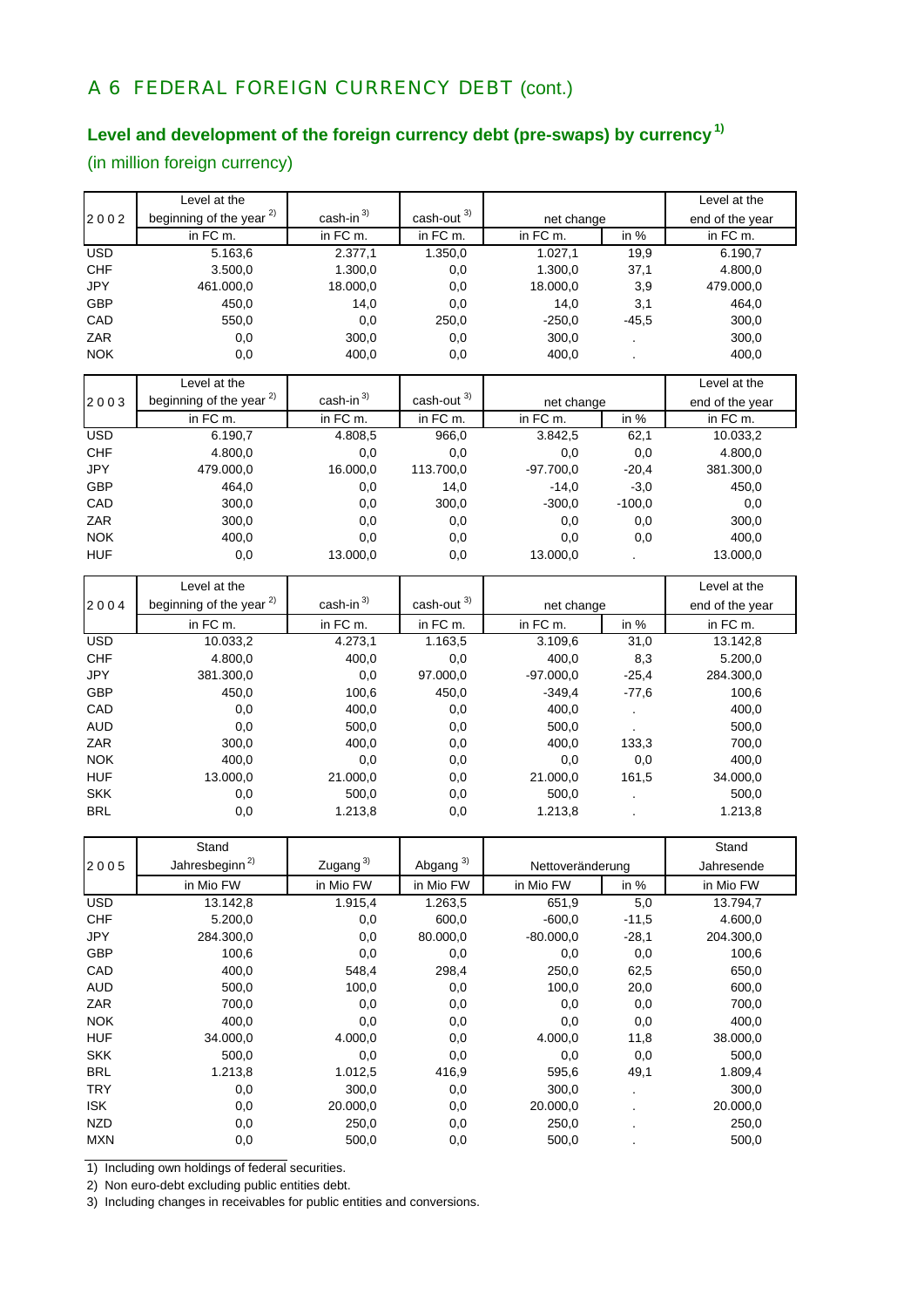## A 6 FEDERAL FOREIGN CURRENCY DEBT (cont.)

### Level and development of the foreign currency debt (pre-swaps) by currency [1]

(in million foreign currency)

| 2002 | Level at the beginning of the year [2] | cash-in [3] | cash-out [3] | net change | | Level at the end of the year |
|---|---|---|---|---|---|---|
| | in FC m. | in FC m. | in FC m. | in FC m. | in % | in FC m. |
| USD | 5.163,6 | 2.377,1 | 1.350,0 | 1.027,1 | 19,9 | 6.190,7 |
| CHF | 3.500,0 | 1.300,0 | 0,0 | 1.300,0 | 37,1 | 4.800,0 |
| JPY | 461.000,0 | 18.000,0 | 0,0 | 18.000,0 | 3,9 | 479.000,0 |
| GBP | 450,0 | 14,0 | 0,0 | 14,0 | 3,1 | 464,0 |
| CAD | 550,0 | 0,0 | 250,0 | -250,0 | -45,5 | 300,0 |
| ZAR | 0,0 | 300,0 | 0,0 | 300,0 | . | 300,0 |
| NOK | 0,0 | 400,0 | 0,0 | 400,0 | . | 400,0 |

| 2003 | Level at the beginning of the year [2] | cash-in [3] | cash-out [3] | net change | | Level at the end of the year |
|---|---|---|---|---|---|---|
| | in FC m. | in FC m. | in FC m. | in FC m. | in % | in FC m. |
| USD | 6.190,7 | 4.808,5 | 966,0 | 3.842,5 | 62,1 | 10.033,2 |
| CHF | 4.800,0 | 0,0 | 0,0 | 0,0 | 0,0 | 4.800,0 |
| JPY | 479.000,0 | 16.000,0 | 113.700,0 | -97.700,0 | -20,4 | 381.300,0 |
| GBP | 464,0 | 0,0 | 14,0 | -14,0 | -3,0 | 450,0 |
| CAD | 300,0 | 0,0 | 300,0 | -300,0 | -100,0 | 0,0 |
| ZAR | 300,0 | 0,0 | 0,0 | 0,0 | 0,0 | 300,0 |
| NOK | 400,0 | 0,0 | 0,0 | 0,0 | 0,0 | 400,0 |
| HUF | 0,0 | 13.000,0 | 0,0 | 13.000,0 | . | 13.000,0 |

| 2004 | Level at the beginning of the year [2] | cash-in [3] | cash-out [3] | net change | | Level at the end of the year |
|---|---|---|---|---|---|---|
| | in FC m. | in FC m. | in FC m. | in FC m. | in % | in FC m. |
| USD | 10.033,2 | 4.273,1 | 1.163,5 | 3.109,6 | 31,0 | 13.142,8 |
| CHF | 4.800,0 | 400,0 | 0,0 | 400,0 | 8,3 | 5.200,0 |
| JPY | 381.300,0 | 0,0 | 97.000,0 | -97.000,0 | -25,4 | 284.300,0 |
| GBP | 450,0 | 100,6 | 450,0 | -349,4 | -77,6 | 100,6 |
| CAD | 0,0 | 400,0 | 0,0 | 400,0 | . | 400,0 |
| AUD | 0,0 | 500,0 | 0,0 | 500,0 | . | 500,0 |
| ZAR | 300,0 | 400,0 | 0,0 | 400,0 | 133,3 | 700,0 |
| NOK | 400,0 | 0,0 | 0,0 | 0,0 | 0,0 | 400,0 |
| HUF | 13.000,0 | 21.000,0 | 0,0 | 21.000,0 | 161,5 | 34.000,0 |
| SKK | 0,0 | 500,0 | 0,0 | 500,0 | . | 500,0 |
| BRL | 0,0 | 1.213,8 | 0,0 | 1.213,8 | . | 1.213,8 |

| 2005 | Stand Jahresbeginn [2] | Zugang [3] | Abgang [3] | Nettoveränderung | | Stand Jahresende |
|---|---|---|---|---|---|---|
| | in Mio FW | in Mio FW | in Mio FW | in Mio FW | in % | in Mio FW |
| USD | 13.142,8 | 1.915,4 | 1.263,5 | 651,9 | 5,0 | 13.794,7 |
| CHF | 5.200,0 | 0,0 | 600,0 | -600,0 | -11,5 | 4.600,0 |
| JPY | 284.300,0 | 0,0 | 80.000,0 | -80.000,0 | -28,1 | 204.300,0 |
| GBP | 100,6 | 0,0 | 0,0 | 0,0 | 0,0 | 100,6 |
| CAD | 400,0 | 548,4 | 298,4 | 250,0 | 62,5 | 650,0 |
| AUD | 500,0 | 100,0 | 0,0 | 100,0 | 20,0 | 600,0 |
| ZAR | 700,0 | 0,0 | 0,0 | 0,0 | 0,0 | 700,0 |
| NOK | 400,0 | 0,0 | 0,0 | 0,0 | 0,0 | 400,0 |
| HUF | 34.000,0 | 4.000,0 | 0,0 | 4.000,0 | 11,8 | 38.000,0 |
| SKK | 500,0 | 0,0 | 0,0 | 0,0 | 0,0 | 500,0 |
| BRL | 1.213,8 | 1.012,5 | 416,9 | 595,6 | 49,1 | 1.809,4 |
| TRY | 0,0 | 300,0 | 0,0 | 300,0 | . | 300,0 |
| ISK | 0,0 | 20.000,0 | 0,0 | 20.000,0 | . | 20.000,0 |
| NZD | 0,0 | 250,0 | 0,0 | 250,0 | . | 250,0 |
| MXN | 0,0 | 500,0 | 0,0 | 500,0 | . | 500,0 |

1) Including own holdings of federal securities.

2) Non euro-debt excluding public entities debt.

3) Including changes in receivables for public entities and conversions.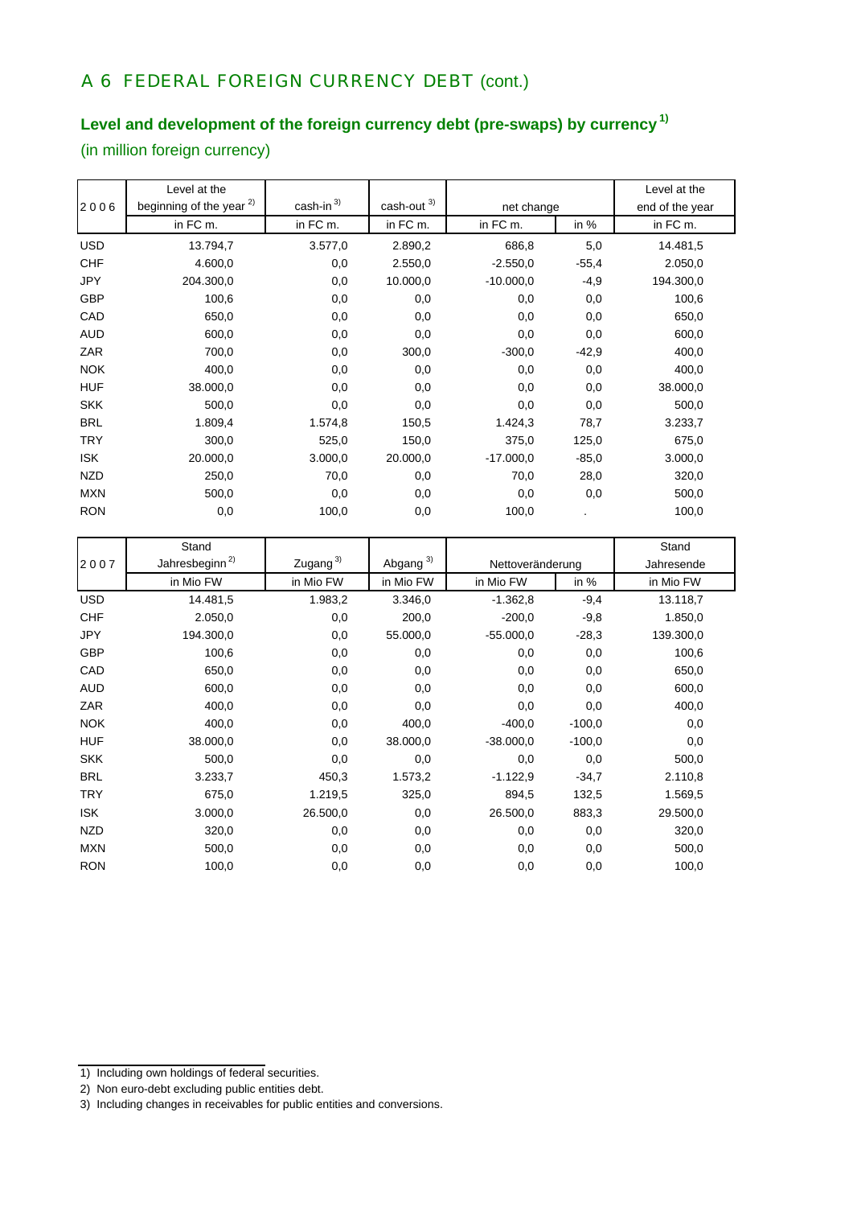# A 6 FEDERAL FOREIGN CURRENCY DEBT (cont.)

## Level and development of the foreign currency debt (pre-swaps) by currency [1)]

(in million foreign currency)

| 2006 | Level at the beginning of the year [2)] | cash-in [3)] | cash-out [3)] | net change | | Level at the end of the year |
|---|---|---|---|---|---|---|
| | in FC m. | in FC m. | in FC m. | in FC m. | in % | in FC m. |
| USD | 13.794,7 | 3.577,0 | 2.890,2 | 686,8 | 5,0 | 14.481,5 |
| CHF | 4.600,0 | 0,0 | 2.550,0 | -2.550,0 | -55,4 | 2.050,0 |
| JPY | 204.300,0 | 0,0 | 10.000,0 | -10.000,0 | -4,9 | 194.300,0 |
| GBP | 100,6 | 0,0 | 0,0 | 0,0 | 0,0 | 100,6 |
| CAD | 650,0 | 0,0 | 0,0 | 0,0 | 0,0 | 650,0 |
| AUD | 600,0 | 0,0 | 0,0 | 0,0 | 0,0 | 600,0 |
| ZAR | 700,0 | 0,0 | 300,0 | -300,0 | -42,9 | 400,0 |
| NOK | 400,0 | 0,0 | 0,0 | 0,0 | 0,0 | 400,0 |
| HUF | 38.000,0 | 0,0 | 0,0 | 0,0 | 0,0 | 38.000,0 |
| SKK | 500,0 | 0,0 | 0,0 | 0,0 | 0,0 | 500,0 |
| BRL | 1.809,4 | 1.574,8 | 150,5 | 1.424,3 | 78,7 | 3.233,7 |
| TRY | 300,0 | 525,0 | 150,0 | 375,0 | 125,0 | 675,0 |
| ISK | 20.000,0 | 3.000,0 | 20.000,0 | -17.000,0 | -85,0 | 3.000,0 |
| NZD | 250,0 | 70,0 | 0,0 | 70,0 | 28,0 | 320,0 |
| MXN | 500,0 | 0,0 | 0,0 | 0,0 | 0,0 | 500,0 |
| RON | 0,0 | 100,0 | 0,0 | 100,0 | . | 100,0 |

| 2007 | Stand Jahresbeginn [2)] | Zugang [3)] | Abgang [3)] | Nettoveränderung | | Stand Jahresende |
|---|---|---|---|---|---|---|
| | in Mio FW | in Mio FW | in Mio FW | in Mio FW | in % | in Mio FW |
| USD | 14.481,5 | 1.983,2 | 3.346,0 | -1.362,8 | -9,4 | 13.118,7 |
| CHF | 2.050,0 | 0,0 | 200,0 | -200,0 | -9,8 | 1.850,0 |
| JPY | 194.300,0 | 0,0 | 55.000,0 | -55.000,0 | -28,3 | 139.300,0 |
| GBP | 100,6 | 0,0 | 0,0 | 0,0 | 0,0 | 100,6 |
| CAD | 650,0 | 0,0 | 0,0 | 0,0 | 0,0 | 650,0 |
| AUD | 600,0 | 0,0 | 0,0 | 0,0 | 0,0 | 600,0 |
| ZAR | 400,0 | 0,0 | 0,0 | 0,0 | 0,0 | 400,0 |
| NOK | 400,0 | 0,0 | 400,0 | -400,0 | -100,0 | 0,0 |
| HUF | 38.000,0 | 0,0 | 38.000,0 | -38.000,0 | -100,0 | 0,0 |
| SKK | 500,0 | 0,0 | 0,0 | 0,0 | 0,0 | 500,0 |
| BRL | 3.233,7 | 450,3 | 1.573,2 | -1.122,9 | -34,7 | 2.110,8 |
| TRY | 675,0 | 1.219,5 | 325,0 | 894,5 | 132,5 | 1.569,5 |
| ISK | 3.000,0 | 26.500,0 | 0,0 | 26.500,0 | 883,3 | 29.500,0 |
| NZD | 320,0 | 0,0 | 0,0 | 0,0 | 0,0 | 320,0 |
| MXN | 500,0 | 0,0 | 0,0 | 0,0 | 0,0 | 500,0 |
| RON | 100,0 | 0,0 | 0,0 | 0,0 | 0,0 | 100,0 |

1) Including own holdings of federal securities.

2) Non euro-debt excluding public entities debt.

3) Including changes in receivables for public entities and conversions.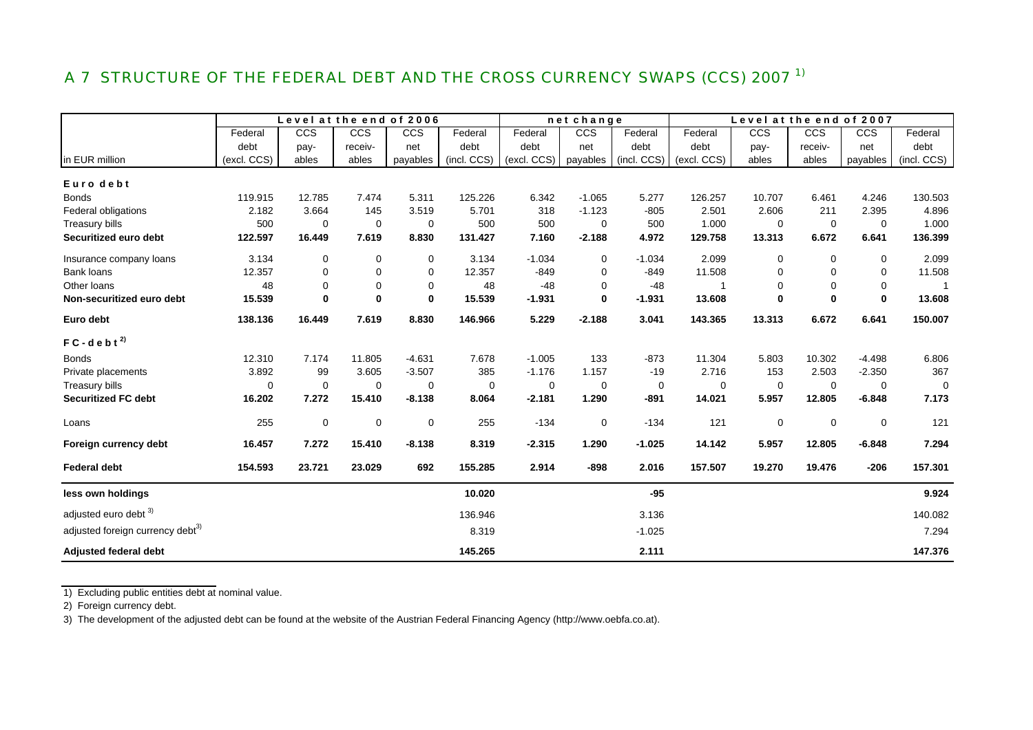## A 7 STRUCTURE OF THE FEDERAL DEBT AND THE CROSS CURRENCY SWAPS (CCS) 2007 [1)]

| in EUR million | Level at the end of 2006 | | | | | net change | | | Level at the end of 2007 | | | | |
|---|---|---|---|---|---|---|---|---|---|---|---|---|---|
| | Federal debt (excl. CCS) | CCS payables | CCS receivables | CCS net payables | Federal debt (incl. CCS) | Federal debt (excl. CCS) | CCS net payables | Federal debt (incl. CCS) | Federal debt (excl. CCS) | CCS payables | CCS receivables | CCS net payables | Federal debt (incl. CCS) |
| **Euro debt** | | | | | | | | | | | | | |
| Bonds | 119.915 | 12.785 | 7.474 | 5.311 | 125.226 | 6.342 | -1.065 | 5.277 | 126.257 | 10.707 | 6.461 | 4.246 | 130.503 |
| Federal obligations | 2.182 | 3.664 | 145 | 3.519 | 5.701 | 318 | -1.123 | -805 | 2.501 | 2.606 | 211 | 2.395 | 4.896 |
| Treasury bills | 500 | 0 | 0 | 0 | 500 | 500 | 0 | 500 | 1.000 | 0 | 0 | 0 | 1.000 |
| **Securitized euro debt** | **122.597** | **16.449** | **7.619** | **8.830** | **131.427** | **7.160** | **-2.188** | **4.972** | **129.758** | **13.313** | **6.672** | **6.641** | **136.399** |
| Insurance company loans | 3.134 | 0 | 0 | 0 | 3.134 | -1.034 | 0 | -1.034 | 2.099 | 0 | 0 | 0 | 2.099 |
| Bank loans | 12.357 | 0 | 0 | 0 | 12.357 | -849 | 0 | -849 | 11.508 | 0 | 0 | 0 | 11.508 |
| Other loans | 48 | 0 | 0 | 0 | 48 | -48 | 0 | -48 | 1 | 0 | 0 | 0 | 1 |
| **Non-securitized euro debt** | **15.539** | **0** | **0** | **0** | **15.539** | **-1.931** | **0** | **-1.931** | **13.608** | **0** | **0** | **0** | **13.608** |
| **Euro debt** | **138.136** | **16.449** | **7.619** | **8.830** | **146.966** | **5.229** | **-2.188** | **3.041** | **143.365** | **13.313** | **6.672** | **6.641** | **150.007** |
| **FC-debt [2)]** | | | | | | | | | | | | | |
| Bonds | 12.310 | 7.174 | 11.805 | -4.631 | 7.678 | -1.005 | 133 | -873 | 11.304 | 5.803 | 10.302 | -4.498 | 6.806 |
| Private placements | 3.892 | 99 | 3.605 | -3.507 | 385 | -1.176 | 1.157 | -19 | 2.716 | 153 | 2.503 | -2.350 | 367 |
| Treasury bills | 0 | 0 | 0 | 0 | 0 | 0 | 0 | 0 | 0 | 0 | 0 | 0 | 0 |
| **Securitized FC debt** | **16.202** | **7.272** | **15.410** | **-8.138** | **8.064** | **-2.181** | **1.290** | **-891** | **14.021** | **5.957** | **12.805** | **-6.848** | **7.173** |
| Loans | 255 | 0 | 0 | 0 | 255 | -134 | 0 | -134 | 121 | 0 | 0 | 0 | 121 |
| **Foreign currency debt** | **16.457** | **7.272** | **15.410** | **-8.138** | **8.319** | **-2.315** | **1.290** | **-1.025** | **14.142** | **5.957** | **12.805** | **-6.848** | **7.294** |
| **Federal debt** | **154.593** | **23.721** | **23.029** | **692** | **155.285** | **2.914** | **-898** | **2.016** | **157.507** | **19.270** | **19.476** | **-206** | **157.301** |
| **less own holdings** | | | | | **10.020** | | | **-95** | | | | | **9.924** |
| adjusted euro debt [3)] | | | | | 136.946 | | | 3.136 | | | | | 140.082 |
| adjusted foreign currency debt [3)] | | | | | 8.319 | | | -1.025 | | | | | 7.294 |
| **Adjusted federal debt** | | | | | **145.265** | | | **2.111** | | | | | **147.376** |

1) Excluding public entities debt at nominal value.

2) Foreign currency debt.

3) The development of the adjusted debt can be found at the website of the Austrian Federal Financing Agency (http://www.oebfa.co.at).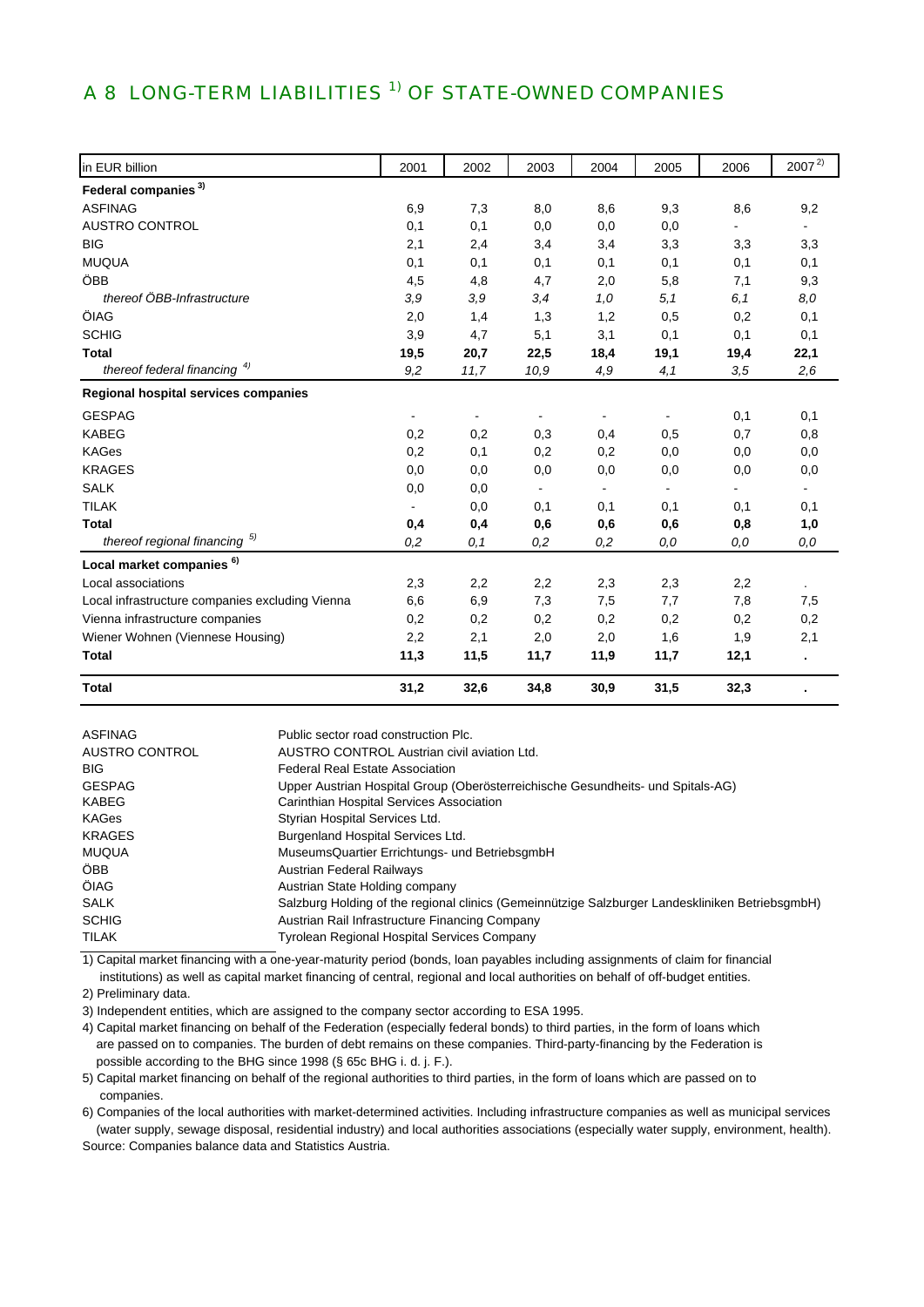## A 8 LONG-TERM LIABILITIES [1)] OF STATE-OWNED COMPANIES

| in EUR billion | 2001 | 2002 | 2003 | 2004 | 2005 | 2006 | 2007 [2)] |
|---|---|---|---|---|---|---|---|
| **Federal companies [3)]** | | | | | | | |
| ASFINAG | 6,9 | 7,3 | 8,0 | 8,6 | 9,3 | 8,6 | 9,2 |
| AUSTRO CONTROL | 0,1 | 0,1 | 0,0 | 0,0 | 0,0 | - | - |
| BIG | 2,1 | 2,4 | 3,4 | 3,4 | 3,3 | 3,3 | 3,3 |
| MUQUA | 0,1 | 0,1 | 0,1 | 0,1 | 0,1 | 0,1 | 0,1 |
| ÖBB | 4,5 | 4,8 | 4,7 | 2,0 | 5,8 | 7,1 | 9,3 |
| *thereof ÖBB-Infrastructure* | *3,9* | *3,9* | *3,4* | *1,0* | *5,1* | *6,1* | *8,0* |
| ÖIAG | 2,0 | 1,4 | 1,3 | 1,2 | 0,5 | 0,2 | 0,1 |
| SCHIG | 3,9 | 4,7 | 5,1 | 3,1 | 0,1 | 0,1 | 0,1 |
| **Total** | **19,5** | **20,7** | **22,5** | **18,4** | **19,1** | **19,4** | **22,1** |
| *thereof federal financing [4)]* | *9,2* | *11,7* | *10,9* | *4,9* | *4,1* | *3,5* | *2,6* |
| **Regional hospital services companies** | | | | | | | |
| GESPAG | - | - | - | - | - | 0,1 | 0,1 |
| KABEG | 0,2 | 0,2 | 0,3 | 0,4 | 0,5 | 0,7 | 0,8 |
| KAGes | 0,2 | 0,1 | 0,2 | 0,2 | 0,0 | 0,0 | 0,0 |
| KRAGES | 0,0 | 0,0 | 0,0 | 0,0 | 0,0 | 0,0 | 0,0 |
| SALK | 0,0 | 0,0 | - | - | - | - | - |
| TILAK | - | 0,0 | 0,1 | 0,1 | 0,1 | 0,1 | 0,1 |
| **Total** | **0,4** | **0,4** | **0,6** | **0,6** | **0,6** | **0,8** | **1,0** |
| *thereof regional financing [5)]* | *0,2* | *0,1* | *0,2* | *0,2* | *0,0* | *0,0* | *0,0* |
| **Local market companies [6)]** | | | | | | | |
| Local associations | 2,3 | 2,2 | 2,2 | 2,3 | 2,3 | 2,2 | . |
| Local infrastructure companies excluding Vienna | 6,6 | 6,9 | 7,3 | 7,5 | 7,7 | 7,8 | 7,5 |
| Vienna infrastructure companies | 0,2 | 0,2 | 0,2 | 0,2 | 0,2 | 0,2 | 0,2 |
| Wiener Wohnen (Viennese Housing) | 2,2 | 2,1 | 2,0 | 2,0 | 1,6 | 1,9 | 2,1 |
| **Total** | **11,3** | **11,5** | **11,7** | **11,9** | **11,7** | **12,1** | **.** |
| **Total** | **31,2** | **32,6** | **34,8** | **30,9** | **31,5** | **32,3** | **.** |

| | |
|---|---|
| ASFINAG | Public sector road construction Plc. |
| AUSTRO CONTROL | AUSTRO CONTROL Austrian civil aviation Ltd. |
| BIG | Federal Real Estate Association |
| GESPAG | Upper Austrian Hospital Group (Oberösterreichische Gesundheits- und Spitals-AG) |
| KABEG | Carinthian Hospital Services Association |
| KAGes | Styrian Hospital Services Ltd. |
| KRAGES | Burgenland Hospital Services Ltd. |
| MUQUA | MuseumsQuartier Errichtungs- und BetriebsgmbH |
| ÖBB | Austrian Federal Railways |
| ÖIAG | Austrian State Holding company |
| SALK | Salzburg Holding of the regional clinics (Gemeinnützige Salzburger Landeskliniken BetriebsgmbH) |
| SCHIG | Austrian Rail Infrastructure Financing Company |
| TILAK | Tyrolean Regional Hospital Services Company |

1) Capital market financing with a one-year-maturity period (bonds, loan payables including assignments of claim for financial institutions) as well as capital market financing of central, regional and local authorities on behalf of off-budget entities.

2) Preliminary data.

3) Independent entities, which are assigned to the company sector according to ESA 1995.

4) Capital market financing on behalf of the Federation (especially federal bonds) to third parties, in the form of loans which are passed on to companies. The burden of debt remains on these companies. Third-party-financing by the Federation is possible according to the BHG since 1998 (§ 65c BHG i. d. j. F.).

5) Capital market financing on behalf of the regional authorities to third parties, in the form of loans which are passed on to companies.

6) Companies of the local authorities with market-determined activities. Including infrastructure companies as well as municipal services (water supply, sewage disposal, residential industry) and local authorities associations (especially water supply, environment, health).

Source: Companies balance data and Statistics Austria.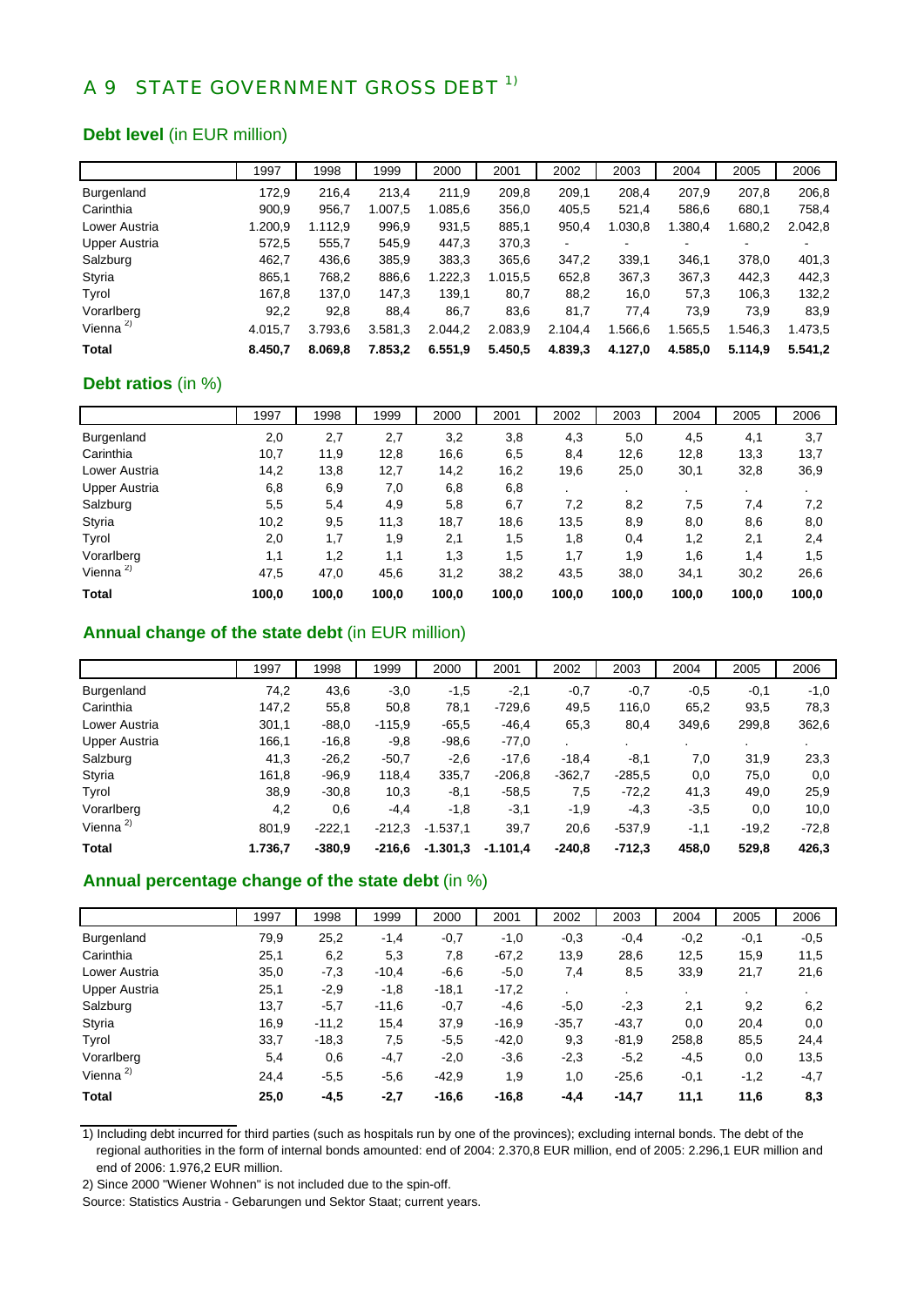# A 9 STATE GOVERNMENT GROSS DEBT [1)]

## **Debt level** (in EUR million)

| | 1997 | 1998 | 1999 | 2000 | 2001 | 2002 | 2003 | 2004 | 2005 | 2006 |
|---|---|---|---|---|---|---|---|---|---|---|
| Burgenland | 172,9 | 216,4 | 213,4 | 211,9 | 209,8 | 209,1 | 208,4 | 207,9 | 207,8 | 206,8 |
| Carinthia | 900,9 | 956,7 | 1.007,5 | 1.085,6 | 356,0 | 405,5 | 521,4 | 586,6 | 680,1 | 758,4 |
| Lower Austria | 1.200,9 | 1.112,9 | 996,9 | 931,5 | 885,1 | 950,4 | 1.030,8 | 1.380,4 | 1.680,2 | 2.042,8 |
| Upper Austria | 572,5 | 555,7 | 545,9 | 447,3 | 370,3 | - | - | - | - | - |
| Salzburg | 462,7 | 436,6 | 385,9 | 383,3 | 365,6 | 347,2 | 339,1 | 346,1 | 378,0 | 401,3 |
| Styria | 865,1 | 768,2 | 886,6 | 1.222,3 | 1.015,5 | 652,8 | 367,3 | 367,3 | 442,3 | 442,3 |
| Tyrol | 167,8 | 137,0 | 147,3 | 139,1 | 80,7 | 88,2 | 16,0 | 57,3 | 106,3 | 132,2 |
| Vorarlberg | 92,2 | 92,8 | 88,4 | 86,7 | 83,6 | 81,7 | 77,4 | 73,9 | 73,9 | 83,9 |
| Vienna [2)] | 4.015,7 | 3.793,6 | 3.581,3 | 2.044,2 | 2.083,9 | 2.104,4 | 1.566,6 | 1.565,5 | 1.546,3 | 1.473,5 |
| **Total** | **8.450,7** | **8.069,8** | **7.853,2** | **6.551,9** | **5.450,5** | **4.839,3** | **4.127,0** | **4.585,0** | **5.114,9** | **5.541,2** |

## **Debt ratios** (in %)

| | 1997 | 1998 | 1999 | 2000 | 2001 | 2002 | 2003 | 2004 | 2005 | 2006 |
|---|---|---|---|---|---|---|---|---|---|---|
| Burgenland | 2,0 | 2,7 | 2,7 | 3,2 | 3,8 | 4,3 | 5,0 | 4,5 | 4,1 | 3,7 |
| Carinthia | 10,7 | 11,9 | 12,8 | 16,6 | 6,5 | 8,4 | 12,6 | 12,8 | 13,3 | 13,7 |
| Lower Austria | 14,2 | 13,8 | 12,7 | 14,2 | 16,2 | 19,6 | 25,0 | 30,1 | 32,8 | 36,9 |
| Upper Austria | 6,8 | 6,9 | 7,0 | 6,8 | 6,8 | . | . | . | . | . |
| Salzburg | 5,5 | 5,4 | 4,9 | 5,8 | 6,7 | 7,2 | 8,2 | 7,5 | 7,4 | 7,2 |
| Styria | 10,2 | 9,5 | 11,3 | 18,7 | 18,6 | 13,5 | 8,9 | 8,0 | 8,6 | 8,0 |
| Tyrol | 2,0 | 1,7 | 1,9 | 2,1 | 1,5 | 1,8 | 0,4 | 1,2 | 2,1 | 2,4 |
| Vorarlberg | 1,1 | 1,2 | 1,1 | 1,3 | 1,5 | 1,7 | 1,9 | 1,6 | 1,4 | 1,5 |
| Vienna [2)] | 47,5 | 47,0 | 45,6 | 31,2 | 38,2 | 43,5 | 38,0 | 34,1 | 30,2 | 26,6 |
| **Total** | **100,0** | **100,0** | **100,0** | **100,0** | **100,0** | **100,0** | **100,0** | **100,0** | **100,0** | **100,0** |

## **Annual change of the state debt** (in EUR million)

| | 1997 | 1998 | 1999 | 2000 | 2001 | 2002 | 2003 | 2004 | 2005 | 2006 |
|---|---|---|---|---|---|---|---|---|---|---|
| Burgenland | 74,2 | 43,6 | -3,0 | -1,5 | -2,1 | -0,7 | -0,7 | -0,5 | -0,1 | -1,0 |
| Carinthia | 147,2 | 55,8 | 50,8 | 78,1 | -729,6 | 49,5 | 116,0 | 65,2 | 93,5 | 78,3 |
| Lower Austria | 301,1 | -88,0 | -115,9 | -65,5 | -46,4 | 65,3 | 80,4 | 349,6 | 299,8 | 362,6 |
| Upper Austria | 166,1 | -16,8 | -9,8 | -98,6 | -77,0 | . | . | . | . | . |
| Salzburg | 41,3 | -26,2 | -50,7 | -2,6 | -17,6 | -18,4 | -8,1 | 7,0 | 31,9 | 23,3 |
| Styria | 161,8 | -96,9 | 118,4 | 335,7 | -206,8 | -362,7 | -285,5 | 0,0 | 75,0 | 0,0 |
| Tyrol | 38,9 | -30,8 | 10,3 | -8,1 | -58,5 | 7,5 | -72,2 | 41,3 | 49,0 | 25,9 |
| Vorarlberg | 4,2 | 0,6 | -4,4 | -1,8 | -3,1 | -1,9 | -4,3 | -3,5 | 0,0 | 10,0 |
| Vienna [2)] | 801,9 | -222,1 | -212,3 | -1.537,1 | 39,7 | 20,6 | -537,9 | -1,1 | -19,2 | -72,8 |
| **Total** | **1.736,7** | **-380,9** | **-216,6** | **-1.301,3** | **-1.101,4** | **-240,8** | **-712,3** | **458,0** | **529,8** | **426,3** |

## **Annual percentage change of the state debt** (in %)

| | 1997 | 1998 | 1999 | 2000 | 2001 | 2002 | 2003 | 2004 | 2005 | 2006 |
|---|---|---|---|---|---|---|---|---|---|---|
| Burgenland | 79,9 | 25,2 | -1,4 | -0,7 | -1,0 | -0,3 | -0,4 | -0,2 | -0,1 | -0,5 |
| Carinthia | 25,1 | 6,2 | 5,3 | 7,8 | -67,2 | 13,9 | 28,6 | 12,5 | 15,9 | 11,5 |
| Lower Austria | 35,0 | -7,3 | -10,4 | -6,6 | -5,0 | 7,4 | 8,5 | 33,9 | 21,7 | 21,6 |
| Upper Austria | 25,1 | -2,9 | -1,8 | -18,1 | -17,2 | . | . | . | . | . |
| Salzburg | 13,7 | -5,7 | -11,6 | -0,7 | -4,6 | -5,0 | -2,3 | 2,1 | 9,2 | 6,2 |
| Styria | 16,9 | -11,2 | 15,4 | 37,9 | -16,9 | -35,7 | -43,7 | 0,0 | 20,4 | 0,0 |
| Tyrol | 33,7 | -18,3 | 7,5 | -5,5 | -42,0 | 9,3 | -81,9 | 258,8 | 85,5 | 24,4 |
| Vorarlberg | 5,4 | 0,6 | -4,7 | -2,0 | -3,6 | -2,3 | -5,2 | -4,5 | 0,0 | 13,5 |
| Vienna [2)] | 24,4 | -5,5 | -5,6 | -42,9 | 1,9 | 1,0 | -25,6 | -0,1 | -1,2 | -4,7 |
| **Total** | **25,0** | **-4,5** | **-2,7** | **-16,6** | **-16,8** | **-4,4** | **-14,7** | **11,1** | **11,6** | **8,3** |

1) Including debt incurred for third parties (such as hospitals run by one of the provinces); excluding internal bonds. The debt of the regional authorities in the form of internal bonds amounted: end of 2004: 2.370,8 EUR million, end of 2005: 2.296,1 EUR million and end of 2006: 1.976,2 EUR million.

2) Since 2000 "Wiener Wohnen" is not included due to the spin-off.

Source: Statistics Austria - Gebarungen und Sektor Staat; current years.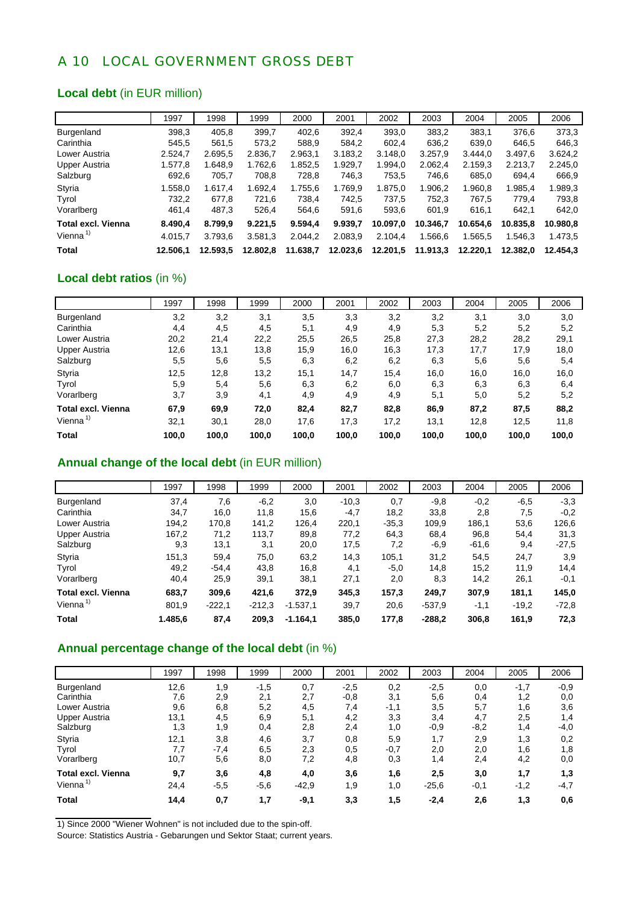# A 10 LOCAL GOVERNMENT GROSS DEBT

## **Local debt** (in EUR million)

| | 1997 | 1998 | 1999 | 2000 | 2001 | 2002 | 2003 | 2004 | 2005 | 2006 |
|---|---|---|---|---|---|---|---|---|---|---|
| Burgenland | 398,3 | 405,8 | 399,7 | 402,6 | 392,4 | 393,0 | 383,2 | 383,1 | 376,6 | 373,3 |
| Carinthia | 545,5 | 561,5 | 573,2 | 588,9 | 584,2 | 602,4 | 636,2 | 639,0 | 646,5 | 646,3 |
| Lower Austria | 2.524,7 | 2.695,5 | 2.836,7 | 2.963,1 | 3.183,2 | 3.148,0 | 3.257,9 | 3.444,0 | 3.497,6 | 3.624,2 |
| Upper Austria | 1.577,8 | 1.648,9 | 1.762,6 | 1.852,5 | 1.929,7 | 1.994,0 | 2.062,4 | 2.159,3 | 2.213,7 | 2.245,0 |
| Salzburg | 692,6 | 705,7 | 708,8 | 728,8 | 746,3 | 753,5 | 746,6 | 685,0 | 694,4 | 666,9 |
| Styria | 1.558,0 | 1.617,4 | 1.692,4 | 1.755,6 | 1.769,9 | 1.875,0 | 1.906,2 | 1.960,8 | 1.985,4 | 1.989,3 |
| Tyrol | 732,2 | 677,8 | 721,6 | 738,4 | 742,5 | 737,5 | 752,3 | 767,5 | 779,4 | 793,8 |
| Vorarlberg | 461,4 | 487,3 | 526,4 | 564,6 | 591,6 | 593,6 | 601,9 | 616,1 | 642,1 | 642,0 |
| **Total excl. Vienna** | **8.490,4** | **8.799,9** | **9.221,5** | **9.594,4** | **9.939,7** | **10.097,0** | **10.346,7** | **10.654,6** | **10.835,8** | **10.980,8** |
| Vienna [1] | 4.015,7 | 3.793,6 | 3.581,3 | 2.044,2 | 2.083,9 | 2.104,4 | 1.566,6 | 1.565,5 | 1.546,3 | 1.473,5 |
| **Total** | **12.506,1** | **12.593,5** | **12.802,8** | **11.638,7** | **12.023,6** | **12.201,5** | **11.913,3** | **12.220,1** | **12.382,0** | **12.454,3** |

## **Local debt ratios** (in %)

| | 1997 | 1998 | 1999 | 2000 | 2001 | 2002 | 2003 | 2004 | 2005 | 2006 |
|---|---|---|---|---|---|---|---|---|---|---|
| Burgenland | 3,2 | 3,2 | 3,1 | 3,5 | 3,3 | 3,2 | 3,2 | 3,1 | 3,0 | 3,0 |
| Carinthia | 4,4 | 4,5 | 4,5 | 5,1 | 4,9 | 4,9 | 5,3 | 5,2 | 5,2 | 5,2 |
| Lower Austria | 20,2 | 21,4 | 22,2 | 25,5 | 26,5 | 25,8 | 27,3 | 28,2 | 28,2 | 29,1 |
| Upper Austria | 12,6 | 13,1 | 13,8 | 15,9 | 16,0 | 16,3 | 17,3 | 17,7 | 17,9 | 18,0 |
| Salzburg | 5,5 | 5,6 | 5,5 | 6,3 | 6,2 | 6,2 | 6,3 | 5,6 | 5,6 | 5,4 |
| Styria | 12,5 | 12,8 | 13,2 | 15,1 | 14,7 | 15,4 | 16,0 | 16,0 | 16,0 | 16,0 |
| Tyrol | 5,9 | 5,4 | 5,6 | 6,3 | 6,2 | 6,0 | 6,3 | 6,3 | 6,3 | 6,4 |
| Vorarlberg | 3,7 | 3,9 | 4,1 | 4,9 | 4,9 | 4,9 | 5,1 | 5,0 | 5,2 | 5,2 |
| **Total excl. Vienna** | **67,9** | **69,9** | **72,0** | **82,4** | **82,7** | **82,8** | **86,9** | **87,2** | **87,5** | **88,2** |
| Vienna [1] | 32,1 | 30,1 | 28,0 | 17,6 | 17,3 | 17,2 | 13,1 | 12,8 | 12,5 | 11,8 |
| **Total** | **100,0** | **100,0** | **100,0** | **100,0** | **100,0** | **100,0** | **100,0** | **100,0** | **100,0** | **100,0** |

## **Annual change of the local debt** (in EUR million)

| | 1997 | 1998 | 1999 | 2000 | 2001 | 2002 | 2003 | 2004 | 2005 | 2006 |
|---|---|---|---|---|---|---|---|---|---|---|
| Burgenland | 37,4 | 7,6 | -6,2 | 3,0 | -10,3 | 0,7 | -9,8 | -0,2 | -6,5 | -3,3 |
| Carinthia | 34,7 | 16,0 | 11,8 | 15,6 | -4,7 | 18,2 | 33,8 | 2,8 | 7,5 | -0,2 |
| Lower Austria | 194,2 | 170,8 | 141,2 | 126,4 | 220,1 | -35,3 | 109,9 | 186,1 | 53,6 | 126,6 |
| Upper Austria | 167,2 | 71,2 | 113,7 | 89,8 | 77,2 | 64,3 | 68,4 | 96,8 | 54,4 | 31,3 |
| Salzburg | 9,3 | 13,1 | 3,1 | 20,0 | 17,5 | 7,2 | -6,9 | -61,6 | 9,4 | -27,5 |
| Styria | 151,3 | 59,4 | 75,0 | 63,2 | 14,3 | 105,1 | 31,2 | 54,5 | 24,7 | 3,9 |
| Tyrol | 49,2 | -54,4 | 43,8 | 16,8 | 4,1 | -5,0 | 14,8 | 15,2 | 11,9 | 14,4 |
| Vorarlberg | 40,4 | 25,9 | 39,1 | 38,1 | 27,1 | 2,0 | 8,3 | 14,2 | 26,1 | -0,1 |
| **Total excl. Vienna** | **683,7** | **309,6** | **421,6** | **372,9** | **345,3** | **157,3** | **249,7** | **307,9** | **181,1** | **145,0** |
| Vienna [1] | 801,9 | -222,1 | -212,3 | -1.537,1 | 39,7 | 20,6 | -537,9 | -1,1 | -19,2 | -72,8 |
| **Total** | **1.485,6** | **87,4** | **209,3** | **-1.164,1** | **385,0** | **177,8** | **-288,2** | **306,8** | **161,9** | **72,3** |

## **Annual percentage change of the local debt** (in %)

| | 1997 | 1998 | 1999 | 2000 | 2001 | 2002 | 2003 | 2004 | 2005 | 2006 |
|---|---|---|---|---|---|---|---|---|---|---|
| Burgenland | 12,6 | 1,9 | -1,5 | 0,7 | -2,5 | 0,2 | -2,5 | 0,0 | -1,7 | -0,9 |
| Carinthia | 7,6 | 2,9 | 2,1 | 2,7 | -0,8 | 3,1 | 5,6 | 0,4 | 1,2 | 0,0 |
| Lower Austria | 9,6 | 6,8 | 5,2 | 4,5 | 7,4 | -1,1 | 3,5 | 5,7 | 1,6 | 3,6 |
| Upper Austria | 13,1 | 4,5 | 6,9 | 5,1 | 4,2 | 3,3 | 3,4 | 4,7 | 2,5 | 1,4 |
| Salzburg | 1,3 | 1,9 | 0,4 | 2,8 | 2,4 | 1,0 | -0,9 | -8,2 | 1,4 | -4,0 |
| Styria | 12,1 | 3,8 | 4,6 | 3,7 | 0,8 | 5,9 | 1,7 | 2,9 | 1,3 | 0,2 |
| Tyrol | 7,7 | -7,4 | 6,5 | 2,3 | 0,5 | -0,7 | 2,0 | 2,0 | 1,6 | 1,8 |
| Vorarlberg | 10,7 | 5,6 | 8,0 | 7,2 | 4,8 | 0,3 | 1,4 | 2,4 | 4,2 | 0,0 |
| **Total excl. Vienna** | **9,7** | **3,6** | **4,8** | **4,0** | **3,6** | **1,6** | **2,5** | **3,0** | **1,7** | **1,3** |
| Vienna [1] | 24,4 | -5,5 | -5,6 | -42,9 | 1,9 | 1,0 | -25,6 | -0,1 | -1,2 | -4,7 |
| **Total** | **14,4** | **0,7** | **1,7** | **-9,1** | **3,3** | **1,5** | **-2,4** | **2,6** | **1,3** | **0,6** |

1) Since 2000 "Wiener Wohnen" is not included due to the spin-off.

Source: Statistics Austria - Gebarungen und Sektor Staat; current years.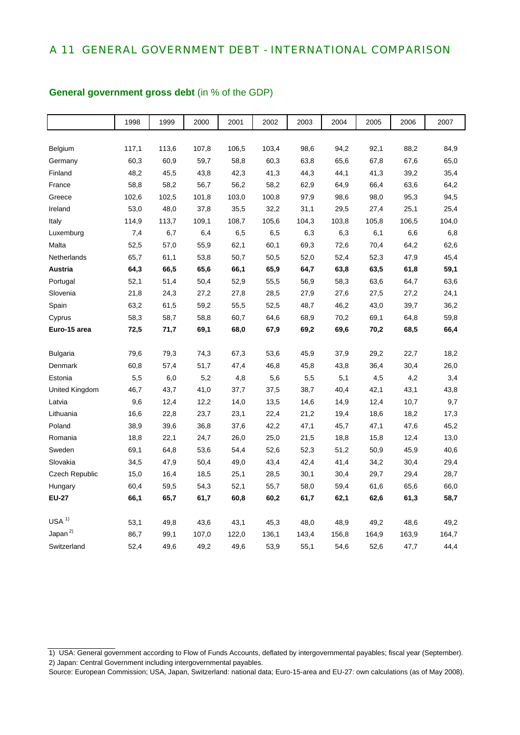## A 11 GENERAL GOVERNMENT DEBT - INTERNATIONAL COMPARISON

### General government gross debt (in % of the GDP)

| | 1998 | 1999 | 2000 | 2001 | 2002 | 2003 | 2004 | 2005 | 2006 | 2007 |
|---|---|---|---|---|---|---|---|---|---|---|
| Belgium | 117,1 | 113,6 | 107,8 | 106,5 | 103,4 | 98,6 | 94,2 | 92,1 | 88,2 | 84,9 |
| Germany | 60,3 | 60,9 | 59,7 | 58,8 | 60,3 | 63,8 | 65,6 | 67,8 | 67,6 | 65,0 |
| Finland | 48,2 | 45,5 | 43,8 | 42,3 | 41,3 | 44,3 | 44,1 | 41,3 | 39,2 | 35,4 |
| France | 58,8 | 58,2 | 56,7 | 56,2 | 58,2 | 62,9 | 64,9 | 66,4 | 63,6 | 64,2 |
| Greece | 102,6 | 102,5 | 101,8 | 103,0 | 100,8 | 97,9 | 98,6 | 98,0 | 95,3 | 94,5 |
| Ireland | 53,0 | 48,0 | 37,8 | 35,5 | 32,2 | 31,1 | 29,5 | 27,4 | 25,1 | 25,4 |
| Italy | 114,9 | 113,7 | 109,1 | 108,7 | 105,6 | 104,3 | 103,8 | 105,8 | 106,5 | 104,0 |
| Luxemburg | 7,4 | 6,7 | 6,4 | 6,5 | 6,5 | 6,3 | 6,3 | 6,1 | 6,6 | 6,8 |
| Malta | 52,5 | 57,0 | 55,9 | 62,1 | 60,1 | 69,3 | 72,6 | 70,4 | 64,2 | 62,6 |
| Netherlands | 65,7 | 61,1 | 53,8 | 50,7 | 50,5 | 52,0 | 52,4 | 52,3 | 47,9 | 45,4 |
| **Austria** | **64,3** | **66,5** | **65,6** | **66,1** | **65,9** | **64,7** | **63,8** | **63,5** | **61,8** | **59,1** |
| Portugal | 52,1 | 51,4 | 50,4 | 52,9 | 55,5 | 56,9 | 58,3 | 63,6 | 64,7 | 63,6 |
| Slovenia | 21,8 | 24,3 | 27,2 | 27,8 | 28,5 | 27,9 | 27,6 | 27,5 | 27,2 | 24,1 |
| Spain | 63,2 | 61,5 | 59,2 | 55,5 | 52,5 | 48,7 | 46,2 | 43,0 | 39,7 | 36,2 |
| Cyprus | 58,3 | 58,7 | 58,8 | 60,7 | 64,6 | 68,9 | 70,2 | 69,1 | 64,8 | 59,8 |
| **Euro-15 area** | **72,5** | **71,7** | **69,1** | **68,0** | **67,9** | **69,2** | **69,6** | **70,2** | **68,5** | **66,4** |
| Bulgaria | 79,6 | 79,3 | 74,3 | 67,3 | 53,6 | 45,9 | 37,9 | 29,2 | 22,7 | 18,2 |
| Denmark | 60,8 | 57,4 | 51,7 | 47,4 | 46,8 | 45,8 | 43,8 | 36,4 | 30,4 | 26,0 |
| Estonia | 5,5 | 6,0 | 5,2 | 4,8 | 5,6 | 5,5 | 5,1 | 4,5 | 4,2 | 3,4 |
| United Kingdom | 46,7 | 43,7 | 41,0 | 37,7 | 37,5 | 38,7 | 40,4 | 42,1 | 43,1 | 43,8 |
| Latvia | 9,6 | 12,4 | 12,2 | 14,0 | 13,5 | 14,6 | 14,9 | 12,4 | 10,7 | 9,7 |
| Lithuania | 16,6 | 22,8 | 23,7 | 23,1 | 22,4 | 21,2 | 19,4 | 18,6 | 18,2 | 17,3 |
| Poland | 38,9 | 39,6 | 36,8 | 37,6 | 42,2 | 47,1 | 45,7 | 47,1 | 47,6 | 45,2 |
| Romania | 18,8 | 22,1 | 24,7 | 26,0 | 25,0 | 21,5 | 18,8 | 15,8 | 12,4 | 13,0 |
| Sweden | 69,1 | 64,8 | 53,6 | 54,4 | 52,6 | 52,3 | 51,2 | 50,9 | 45,9 | 40,6 |
| Slovakia | 34,5 | 47,9 | 50,4 | 49,0 | 43,4 | 42,4 | 41,4 | 34,2 | 30,4 | 29,4 |
| Czech Republic | 15,0 | 16,4 | 18,5 | 25,1 | 28,5 | 30,1 | 30,4 | 29,7 | 29,4 | 28,7 |
| Hungary | 60,4 | 59,5 | 54,3 | 52,1 | 55,7 | 58,0 | 59,4 | 61,6 | 65,6 | 66,0 |
| **EU-27** | **66,1** | **65,7** | **61,7** | **60,8** | **60,2** | **61,7** | **62,1** | **62,6** | **61,3** | **58,7** |
| USA [1)] | 53,1 | 49,8 | 43,6 | 43,1 | 45,3 | 48,0 | 48,9 | 49,2 | 48,6 | 49,2 |
| Japan [2)] | 86,7 | 99,1 | 107,0 | 122,0 | 136,1 | 143,4 | 156,8 | 164,9 | 163,9 | 164,7 |
| Switzerland | 52,4 | 49,6 | 49,2 | 49,6 | 53,9 | 55,1 | 54,6 | 52,6 | 47,7 | 44,4 |

1) USA: General government according to Flow of Funds Accounts, deflated by intergovernmental payables; fiscal year (September).

2) Japan: Central Government including intergovernmental payables.

Source: European Commission; USA, Japan, Switzerland: national data; Euro-15-area and EU-27: own calculations (as of May 2008).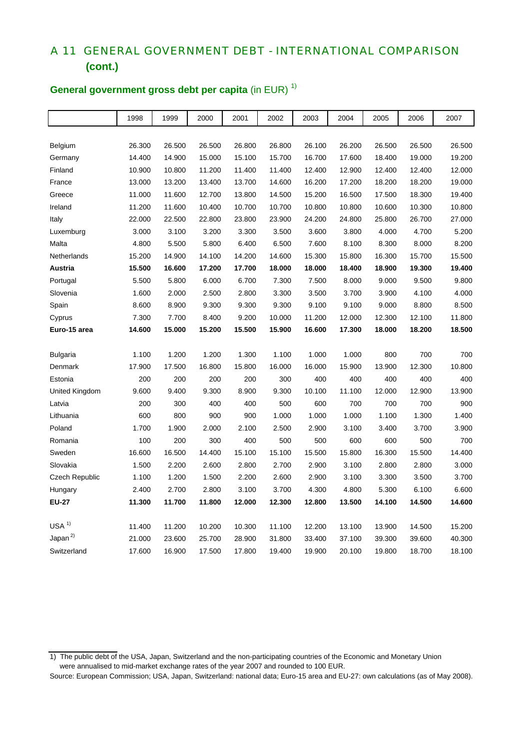# A 11 GENERAL GOVERNMENT DEBT - INTERNATIONAL COMPARISON (cont.)

## General government gross debt per capita (in EUR) [1]

| | 1998 | 1999 | 2000 | 2001 | 2002 | 2003 | 2004 | 2005 | 2006 | 2007 |
|---|---|---|---|---|---|---|---|---|---|---|
| Belgium | 26.300 | 26.500 | 26.500 | 26.800 | 26.800 | 26.100 | 26.200 | 26.500 | 26.500 | 26.500 |
| Germany | 14.400 | 14.900 | 15.000 | 15.100 | 15.700 | 16.700 | 17.600 | 18.400 | 19.000 | 19.200 |
| Finland | 10.900 | 10.800 | 11.200 | 11.400 | 11.400 | 12.400 | 12.900 | 12.400 | 12.400 | 12.000 |
| France | 13.000 | 13.200 | 13.400 | 13.700 | 14.600 | 16.200 | 17.200 | 18.200 | 18.200 | 19.000 |
| Greece | 11.000 | 11.600 | 12.700 | 13.800 | 14.500 | 15.200 | 16.500 | 17.500 | 18.300 | 19.400 |
| Ireland | 11.200 | 11.600 | 10.400 | 10.700 | 10.700 | 10.800 | 10.800 | 10.600 | 10.300 | 10.800 |
| Italy | 22.000 | 22.500 | 22.800 | 23.800 | 23.900 | 24.200 | 24.800 | 25.800 | 26.700 | 27.000 |
| Luxemburg | 3.000 | 3.100 | 3.200 | 3.300 | 3.500 | 3.600 | 3.800 | 4.000 | 4.700 | 5.200 |
| Malta | 4.800 | 5.500 | 5.800 | 6.400 | 6.500 | 7.600 | 8.100 | 8.300 | 8.000 | 8.200 |
| Netherlands | 15.200 | 14.900 | 14.100 | 14.200 | 14.600 | 15.300 | 15.800 | 16.300 | 15.700 | 15.500 |
| **Austria** | **15.500** | **16.600** | **17.200** | **17.700** | **18.000** | **18.000** | **18.400** | **18.900** | **19.300** | **19.400** |
| Portugal | 5.500 | 5.800 | 6.000 | 6.700 | 7.300 | 7.500 | 8.000 | 9.000 | 9.500 | 9.800 |
| Slovenia | 1.600 | 2.000 | 2.500 | 2.800 | 3.300 | 3.500 | 3.700 | 3.900 | 4.100 | 4.000 |
| Spain | 8.600 | 8.900 | 9.300 | 9.300 | 9.300 | 9.100 | 9.100 | 9.000 | 8.800 | 8.500 |
| Cyprus | 7.300 | 7.700 | 8.400 | 9.200 | 10.000 | 11.200 | 12.000 | 12.300 | 12.100 | 11.800 |
| **Euro-15 area** | **14.600** | **15.000** | **15.200** | **15.500** | **15.900** | **16.600** | **17.300** | **18.000** | **18.200** | **18.500** |
| | | | | | | | | | | |
| Bulgaria | 1.100 | 1.200 | 1.200 | 1.300 | 1.100 | 1.000 | 1.000 | 800 | 700 | 700 |
| Denmark | 17.900 | 17.500 | 16.800 | 15.800 | 16.000 | 16.000 | 15.900 | 13.900 | 12.300 | 10.800 |
| Estonia | 200 | 200 | 200 | 200 | 300 | 400 | 400 | 400 | 400 | 400 |
| United Kingdom | 9.600 | 9.400 | 9.300 | 8.900 | 9.300 | 10.100 | 11.100 | 12.000 | 12.900 | 13.900 |
| Latvia | 200 | 300 | 400 | 400 | 500 | 600 | 700 | 700 | 700 | 900 |
| Lithuania | 600 | 800 | 900 | 900 | 1.000 | 1.000 | 1.000 | 1.100 | 1.300 | 1.400 |
| Poland | 1.700 | 1.900 | 2.000 | 2.100 | 2.500 | 2.900 | 3.100 | 3.400 | 3.700 | 3.900 |
| Romania | 100 | 200 | 300 | 400 | 500 | 500 | 600 | 600 | 500 | 700 |
| Sweden | 16.600 | 16.500 | 14.400 | 15.100 | 15.100 | 15.500 | 15.800 | 16.300 | 15.500 | 14.400 |
| Slovakia | 1.500 | 2.200 | 2.600 | 2.800 | 2.700 | 2.900 | 3.100 | 2.800 | 2.800 | 3.000 |
| Czech Republic | 1.100 | 1.200 | 1.500 | 2.200 | 2.600 | 2.900 | 3.100 | 3.300 | 3.500 | 3.700 |
| Hungary | 2.400 | 2.700 | 2.800 | 3.100 | 3.700 | 4.300 | 4.800 | 5.300 | 6.100 | 6.600 |
| **EU-27** | **11.300** | **11.700** | **11.800** | **12.000** | **12.300** | **12.800** | **13.500** | **14.100** | **14.500** | **14.600** |
| | | | | | | | | | | |
| USA [1] | 11.400 | 11.200 | 10.200 | 10.300 | 11.100 | 12.200 | 13.100 | 13.900 | 14.500 | 15.200 |
| Japan [2] | 21.000 | 23.600 | 25.700 | 28.900 | 31.800 | 33.400 | 37.100 | 39.300 | 39.600 | 40.300 |
| Switzerland | 17.600 | 16.900 | 17.500 | 17.800 | 19.400 | 19.900 | 20.100 | 19.800 | 18.700 | 18.100 |

1) The public debt of the USA, Japan, Switzerland and the non-participating countries of the Economic and Monetary Union were annualised to mid-market exchange rates of the year 2007 and rounded to 100 EUR.

Source: European Commission; USA, Japan, Switzerland: national data; Euro-15 area and EU-27: own calculations (as of May 2008).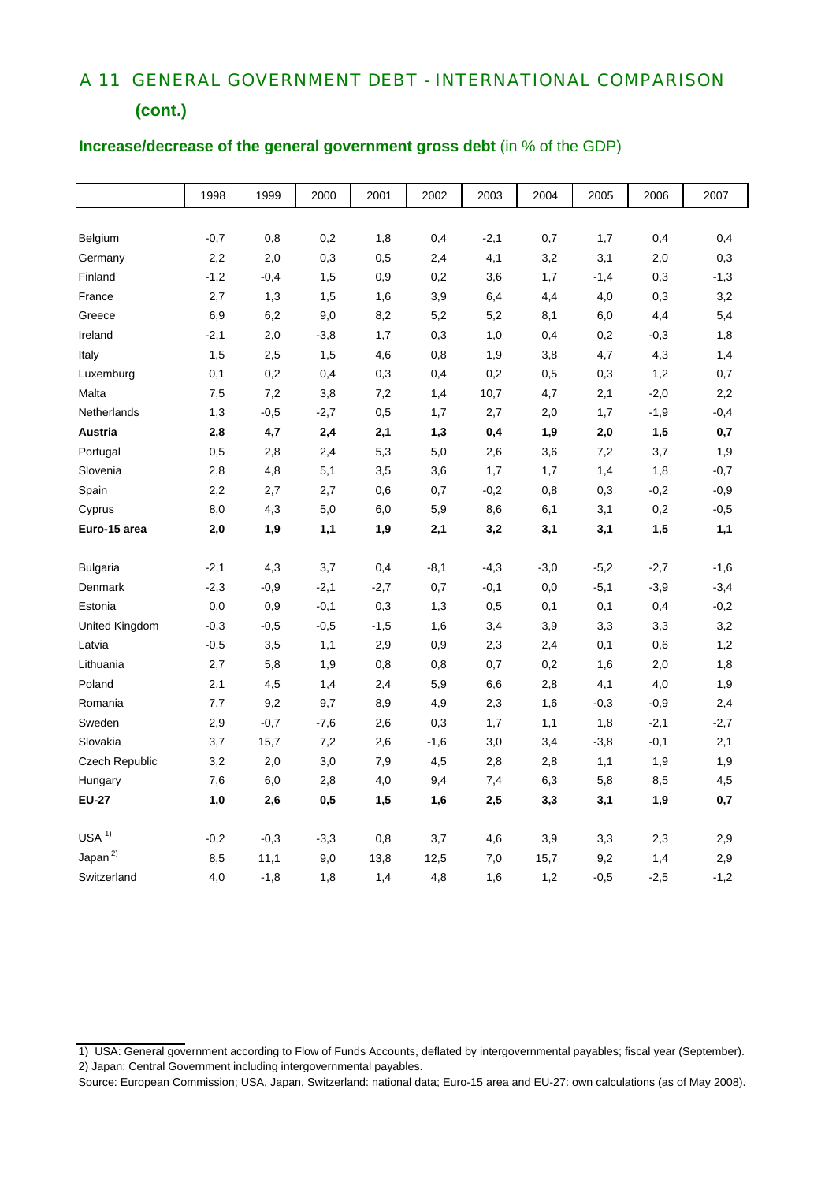# A 11 GENERAL GOVERNMENT DEBT - INTERNATIONAL COMPARISON

**(cont.)**

**Increase/decrease of the general government gross debt** (in % of the GDP)

| | 1998 | 1999 | 2000 | 2001 | 2002 | 2003 | 2004 | 2005 | 2006 | 2007 |
|---|---|---|---|---|---|---|---|---|---|---|
| Belgium | -0,7 | 0,8 | 0,2 | 1,8 | 0,4 | -2,1 | 0,7 | 1,7 | 0,4 | 0,4 |
| Germany | 2,2 | 2,0 | 0,3 | 0,5 | 2,4 | 4,1 | 3,2 | 3,1 | 2,0 | 0,3 |
| Finland | -1,2 | -0,4 | 1,5 | 0,9 | 0,2 | 3,6 | 1,7 | -1,4 | 0,3 | -1,3 |
| France | 2,7 | 1,3 | 1,5 | 1,6 | 3,9 | 6,4 | 4,4 | 4,0 | 0,3 | 3,2 |
| Greece | 6,9 | 6,2 | 9,0 | 8,2 | 5,2 | 5,2 | 8,1 | 6,0 | 4,4 | 5,4 |
| Ireland | -2,1 | 2,0 | -3,8 | 1,7 | 0,3 | 1,0 | 0,4 | 0,2 | -0,3 | 1,8 |
| Italy | 1,5 | 2,5 | 1,5 | 4,6 | 0,8 | 1,9 | 3,8 | 4,7 | 4,3 | 1,4 |
| Luxemburg | 0,1 | 0,2 | 0,4 | 0,3 | 0,4 | 0,2 | 0,5 | 0,3 | 1,2 | 0,7 |
| Malta | 7,5 | 7,2 | 3,8 | 7,2 | 1,4 | 10,7 | 4,7 | 2,1 | -2,0 | 2,2 |
| Netherlands | 1,3 | -0,5 | -2,7 | 0,5 | 1,7 | 2,7 | 2,0 | 1,7 | -1,9 | -0,4 |
| **Austria** | **2,8** | **4,7** | **2,4** | **2,1** | **1,3** | **0,4** | **1,9** | **2,0** | **1,5** | **0,7** |
| Portugal | 0,5 | 2,8 | 2,4 | 5,3 | 5,0 | 2,6 | 3,6 | 7,2 | 3,7 | 1,9 |
| Slovenia | 2,8 | 4,8 | 5,1 | 3,5 | 3,6 | 1,7 | 1,7 | 1,4 | 1,8 | -0,7 |
| Spain | 2,2 | 2,7 | 2,7 | 0,6 | 0,7 | -0,2 | 0,8 | 0,3 | -0,2 | -0,9 |
| Cyprus | 8,0 | 4,3 | 5,0 | 6,0 | 5,9 | 8,6 | 6,1 | 3,1 | 0,2 | -0,5 |
| **Euro-15 area** | **2,0** | **1,9** | **1,1** | **1,9** | **2,1** | **3,2** | **3,1** | **3,1** | **1,5** | **1,1** |
| Bulgaria | -2,1 | 4,3 | 3,7 | 0,4 | -8,1 | -4,3 | -3,0 | -5,2 | -2,7 | -1,6 |
| Denmark | -2,3 | -0,9 | -2,1 | -2,7 | 0,7 | -0,1 | 0,0 | -5,1 | -3,9 | -3,4 |
| Estonia | 0,0 | 0,9 | -0,1 | 0,3 | 1,3 | 0,5 | 0,1 | 0,1 | 0,4 | -0,2 |
| United Kingdom | -0,3 | -0,5 | -0,5 | -1,5 | 1,6 | 3,4 | 3,9 | 3,3 | 3,3 | 3,2 |
| Latvia | -0,5 | 3,5 | 1,1 | 2,9 | 0,9 | 2,3 | 2,4 | 0,1 | 0,6 | 1,2 |
| Lithuania | 2,7 | 5,8 | 1,9 | 0,8 | 0,8 | 0,7 | 0,2 | 1,6 | 2,0 | 1,8 |
| Poland | 2,1 | 4,5 | 1,4 | 2,4 | 5,9 | 6,6 | 2,8 | 4,1 | 4,0 | 1,9 |
| Romania | 7,7 | 9,2 | 9,7 | 8,9 | 4,9 | 2,3 | 1,6 | -0,3 | -0,9 | 2,4 |
| Sweden | 2,9 | -0,7 | -7,6 | 2,6 | 0,3 | 1,7 | 1,1 | 1,8 | -2,1 | -2,7 |
| Slovakia | 3,7 | 15,7 | 7,2 | 2,6 | -1,6 | 3,0 | 3,4 | -3,8 | -0,1 | 2,1 |
| Czech Republic | 3,2 | 2,0 | 3,0 | 7,9 | 4,5 | 2,8 | 2,8 | 1,1 | 1,9 | 1,9 |
| Hungary | 7,6 | 6,0 | 2,8 | 4,0 | 9,4 | 7,4 | 6,3 | 5,8 | 8,5 | 4,5 |
| **EU-27** | **1,0** | **2,6** | **0,5** | **1,5** | **1,6** | **2,5** | **3,3** | **3,1** | **1,9** | **0,7** |
| USA [1] | -0,2 | -0,3 | -3,3 | 0,8 | 3,7 | 4,6 | 3,9 | 3,3 | 2,3 | 2,9 |
| Japan [2] | 8,5 | 11,1 | 9,0 | 13,8 | 12,5 | 7,0 | 15,7 | 9,2 | 1,4 | 2,9 |
| Switzerland | 4,0 | -1,8 | 1,8 | 1,4 | 4,8 | 1,6 | 1,2 | -0,5 | -2,5 | -1,2 |

1) USA: General government according to Flow of Funds Accounts, deflated by intergovernmental payables; fiscal year (September).

2) Japan: Central Government including intergovernmental payables.

Source: European Commission; USA, Japan, Switzerland: national data; Euro-15 area and EU-27: own calculations (as of May 2008).